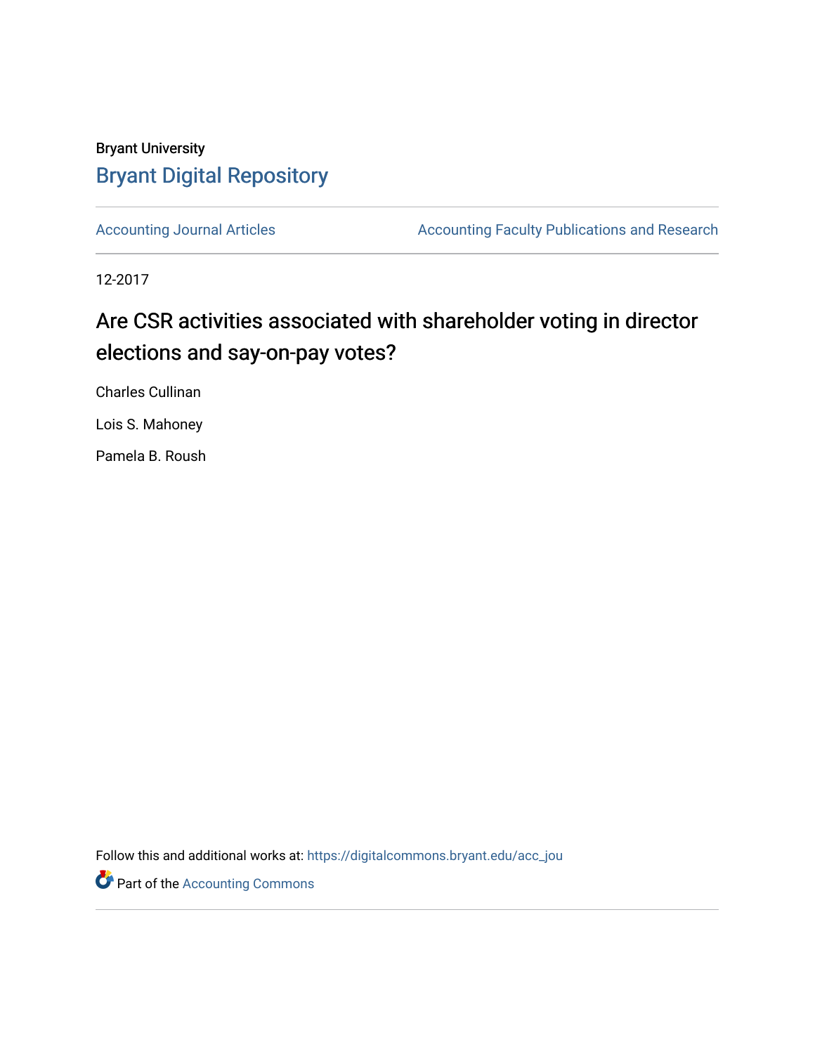Bryant University

# Bryant Digital Repository

Accounting Journal Articles | Accounting Faculty Publications and Research

12-2017

## Are CSR activities associated with shareholder voting in director elections and say-on-pay votes?

Charles Cullinan

Lois S. Mahoney

Pamela B. Roush

Follow this and additional works at: https://digitalcommons.bryant.edu/acc_jou

Part of the Accounting Commons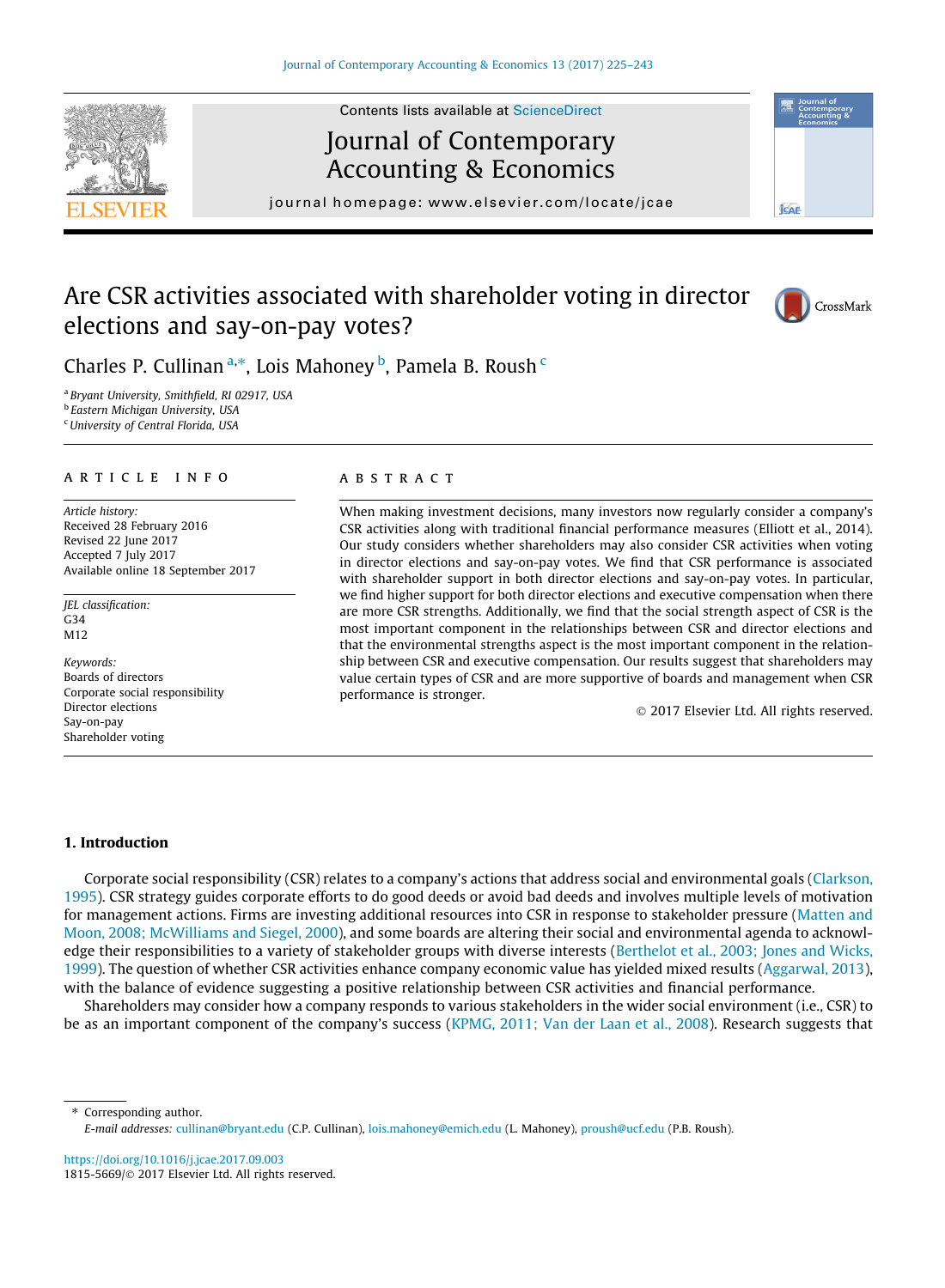# Are CSR activities associated with shareholder voting in director elections and say-on-pay votes?

Charles P. Cullinan[a,*], Lois Mahoney[b], Pamela B. Roush[c]

[a] Bryant University, Smithfield, RI 02917, USA
[b] Eastern Michigan University, USA
[c] University of Central Florida, USA

## ARTICLE INFO

*Article history:*
Received 28 February 2016
Revised 22 June 2017
Accepted 7 July 2017
Available online 18 September 2017

*JEL classification:*
G34
M12

*Keywords:*
Boards of directors
Corporate social responsibility
Director elections
Say-on-pay
Shareholder voting

## ABSTRACT

When making investment decisions, many investors now regularly consider a company's CSR activities along with traditional financial performance measures (Elliott et al., 2014). Our study considers whether shareholders may also consider CSR activities when voting in director elections and say-on-pay votes. We find that CSR performance is associated with shareholder support in both director elections and say-on-pay votes. In particular, we find higher support for both director elections and executive compensation when there are more CSR strengths. Additionally, we find that the social strength aspect of CSR is the most important component in the relationships between CSR and director elections and that the environmental strengths aspect is the most important component in the relationship between CSR and executive compensation. Our results suggest that shareholders may value certain types of CSR and are more supportive of boards and management when CSR performance is stronger.

© 2017 Elsevier Ltd. All rights reserved.

## 1. Introduction

Corporate social responsibility (CSR) relates to a company's actions that address social and environmental goals (Clarkson, 1995). CSR strategy guides corporate efforts to do good deeds or avoid bad deeds and involves multiple levels of motivation for management actions. Firms are investing additional resources into CSR in response to stakeholder pressure (Matten and Moon, 2008; McWilliams and Siegel, 2000), and some boards are altering their social and environmental agenda to acknowledge their responsibilities to a variety of stakeholder groups with diverse interests (Berthelot et al., 2003; Jones and Wicks, 1999). The question of whether CSR activities enhance company economic value has yielded mixed results (Aggarwal, 2013), with the balance of evidence suggesting a positive relationship between CSR activities and financial performance.

Shareholders may consider how a company responds to various stakeholders in the wider social environment (i.e., CSR) to be as an important component of the company's success (KPMG, 2011; Van der Laan et al., 2008). Research suggests that

\* Corresponding author.
*E-mail addresses:* cullinan@bryant.edu (C.P. Cullinan), lois.mahoney@emich.edu (L. Mahoney), proush@ucf.edu (P.B. Roush).

https://doi.org/10.1016/j.jcae.2017.09.003
1815-5669/© 2017 Elsevier Ltd. All rights reserved.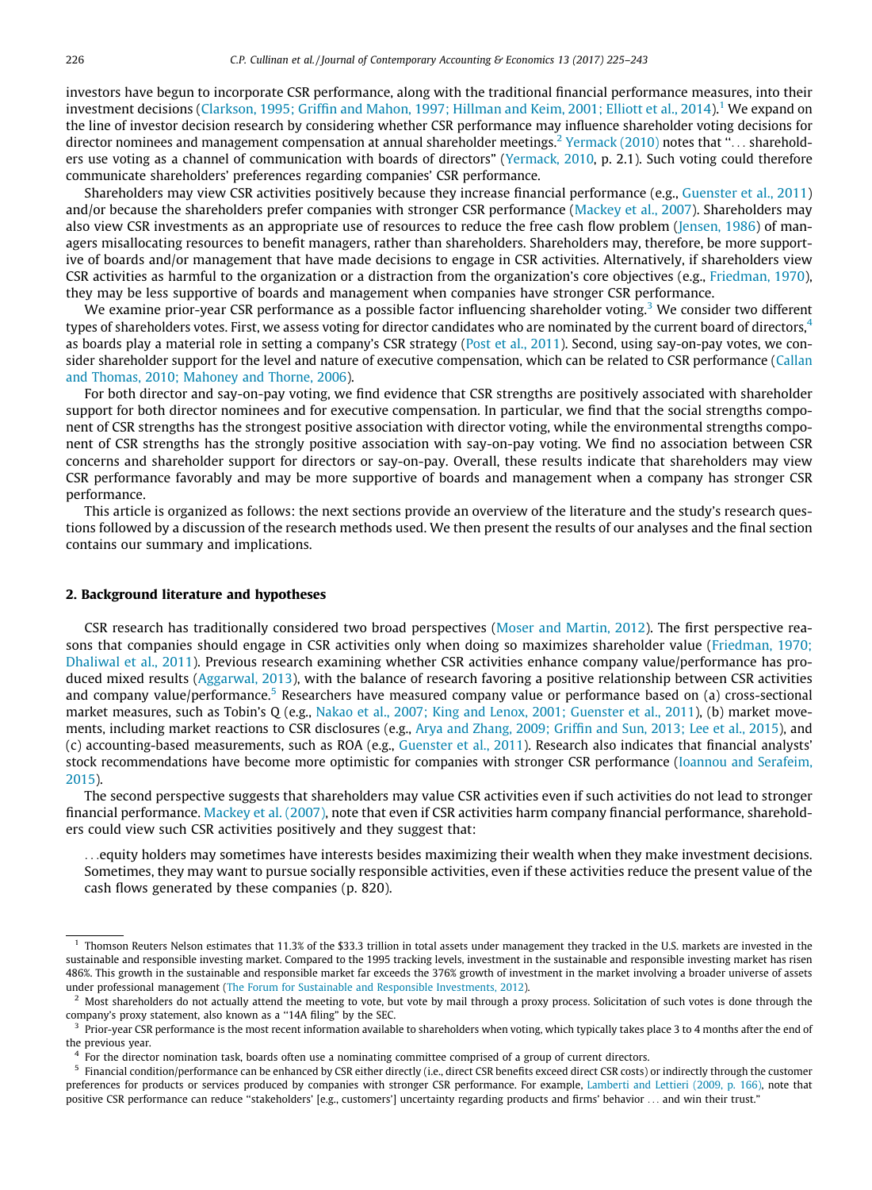investors have begun to incorporate CSR performance, along with the traditional financial performance measures, into their investment decisions (Clarkson, 1995; Griffin and Mahon, 1997; Hillman and Keim, 2001; Elliott et al., 2014).[1] We expand on the line of investor decision research by considering whether CSR performance may influence shareholder voting decisions for director nominees and management compensation at annual shareholder meetings.[2] Yermack (2010) notes that "... shareholders use voting as a channel of communication with boards of directors" (Yermack, 2010, p. 2.1). Such voting could therefore communicate shareholders' preferences regarding companies' CSR performance.

Shareholders may view CSR activities positively because they increase financial performance (e.g., Guenster et al., 2011) and/or because the shareholders prefer companies with stronger CSR performance (Mackey et al., 2007). Shareholders may also view CSR investments as an appropriate use of resources to reduce the free cash flow problem (Jensen, 1986) of managers misallocating resources to benefit managers, rather than shareholders. Shareholders may, therefore, be more supportive of boards and/or management that have made decisions to engage in CSR activities. Alternatively, if shareholders view CSR activities as harmful to the organization or a distraction from the organization's core objectives (e.g., Friedman, 1970), they may be less supportive of boards and management when companies have stronger CSR performance.

We examine prior-year CSR performance as a possible factor influencing shareholder voting.[3] We consider two different types of shareholders votes. First, we assess voting for director candidates who are nominated by the current board of directors,[4] as boards play a material role in setting a company's CSR strategy (Post et al., 2011). Second, using say-on-pay votes, we consider shareholder support for the level and nature of executive compensation, which can be related to CSR performance (Callan and Thomas, 2010; Mahoney and Thorne, 2006).

For both director and say-on-pay voting, we find evidence that CSR strengths are positively associated with shareholder support for both director nominees and for executive compensation. In particular, we find that the social strengths component of CSR strengths has the strongest positive association with director voting, while the environmental strengths component of CSR strengths has the strongly positive association with say-on-pay voting. We find no association between CSR concerns and shareholder support for directors or say-on-pay. Overall, these results indicate that shareholders may view CSR performance favorably and may be more supportive of boards and management when a company has stronger CSR performance.

This article is organized as follows: the next sections provide an overview of the literature and the study's research questions followed by a discussion of the research methods used. We then present the results of our analyses and the final section contains our summary and implications.

## 2. Background literature and hypotheses

CSR research has traditionally considered two broad perspectives (Moser and Martin, 2012). The first perspective reasons that companies should engage in CSR activities only when doing so maximizes shareholder value (Friedman, 1970; Dhaliwal et al., 2011). Previous research examining whether CSR activities enhance company value/performance has produced mixed results (Aggarwal, 2013), with the balance of research favoring a positive relationship between CSR activities and company value/performance.[5] Researchers have measured company value or performance based on (a) cross-sectional market measures, such as Tobin's Q (e.g., Nakao et al., 2007; King and Lenox, 2001; Guenster et al., 2011), (b) market movements, including market reactions to CSR disclosures (e.g., Arya and Zhang, 2009; Griffin and Sun, 2013; Lee et al., 2015), and (c) accounting-based measurements, such as ROA (e.g., Guenster et al., 2011). Research also indicates that financial analysts' stock recommendations have become more optimistic for companies with stronger CSR performance (Ioannou and Serafeim, 2015).

The second perspective suggests that shareholders may value CSR activities even if such activities do not lead to stronger financial performance. Mackey et al. (2007), note that even if CSR activities harm company financial performance, shareholders could view such CSR activities positively and they suggest that:

> ...equity holders may sometimes have interests besides maximizing their wealth when they make investment decisions. Sometimes, they may want to pursue socially responsible activities, even if these activities reduce the present value of the cash flows generated by these companies (p. 820).

---

[1] Thomson Reuters Nelson estimates that 11.3% of the $33.3 trillion in total assets under management they tracked in the U.S. markets are invested in the sustainable and socially responsible investing market. Compared to the 1995 tracking levels, investment in the sustainable and responsible investing market has risen 486%. This growth in the sustainable and responsible market far exceeds the 376% growth of investment in the market involving a broader universe of assets under professional management (The Forum for Sustainable and Responsible Investments, 2012).

[2] Most shareholders do not actually attend the meeting to vote, but vote by mail through a proxy process. Solicitation of such votes is done through the company's proxy statement, also known as a "14A filing" by the SEC.

[3] Prior-year CSR performance is the most recent information available to shareholders when voting, which typically takes place 3 to 4 months after the end of the previous year.

[4] For the director nomination task, boards often use a nominating committee comprised of a group of current directors.

[5] Financial condition/performance can be enhanced by CSR either directly (i.e., direct CSR benefits exceed direct CSR costs) or indirectly through the customer preferences for products or services produced by companies with stronger CSR performance. For example, Lamberti and Lettieri (2009, p. 166), note that positive CSR performance can reduce "stakeholders' [e.g., customers'] uncertainty regarding products and firms' behavior ... and win their trust."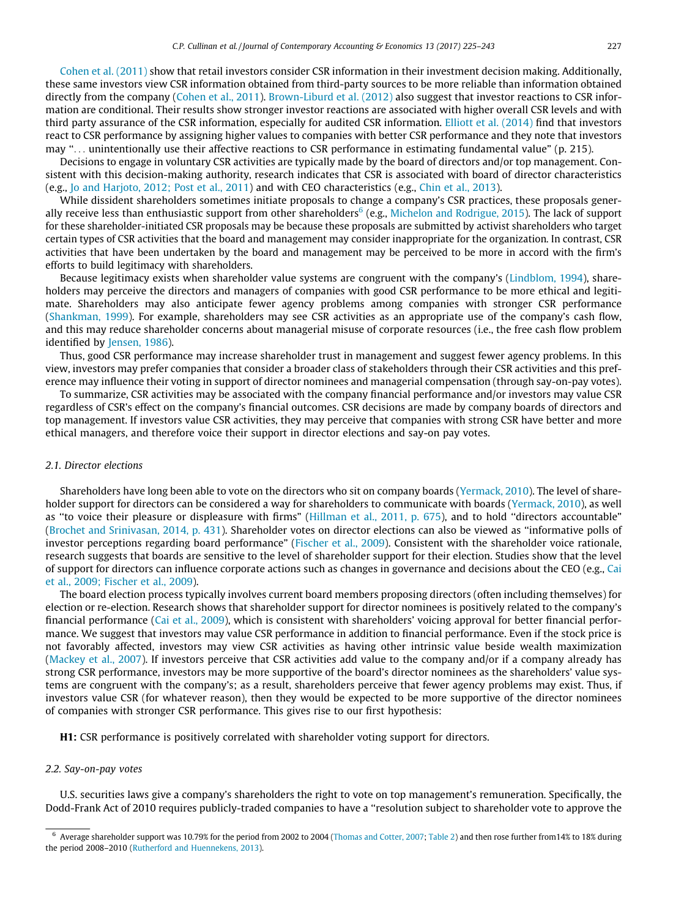Cohen et al. (2011) show that retail investors consider CSR information in their investment decision making. Additionally, these same investors view CSR information obtained from third-party sources to be more reliable than information obtained directly from the company (Cohen et al., 2011). Brown-Liburd et al. (2012) also suggest that investor reactions to CSR information are conditional. Their results show stronger investor reactions are associated with higher overall CSR levels and with third party assurance of the CSR information, especially for audited CSR information. Elliott et al. (2014) find that investors react to CSR performance by assigning higher values to companies with better CSR performance and they note that investors may "... unintentionally use their affective reactions to CSR performance in estimating fundamental value" (p. 215).

Decisions to engage in voluntary CSR activities are typically made by the board of directors and/or top management. Consistent with this decision-making authority, research indicates that CSR is associated with board of director characteristics (e.g., Jo and Harjoto, 2012; Post et al., 2011) and with CEO characteristics (e.g., Chin et al., 2013).

While dissident shareholders sometimes initiate proposals to change a company's CSR practices, these proposals generally receive less than enthusiastic support from other shareholders[6] (e.g., Michelon and Rodrigue, 2015). The lack of support for these shareholder-initiated CSR proposals may be because these proposals are submitted by activist shareholders who target certain types of CSR activities that the board and management may consider inappropriate for the organization. In contrast, CSR activities that have been undertaken by the board and management may be perceived to be more in accord with the firm's efforts to build legitimacy with shareholders.

Because legitimacy exists when shareholder value systems are congruent with the company's (Lindblom, 1994), shareholders may perceive the directors and managers of companies with good CSR performance to be more ethical and legitimate. Shareholders may also anticipate fewer agency problems among companies with stronger CSR performance (Shankman, 1999). For example, shareholders may see CSR activities as an appropriate use of the company's cash flow, and this may reduce shareholder concerns about managerial misuse of corporate resources (i.e., the free cash flow problem identified by Jensen, 1986).

Thus, good CSR performance may increase shareholder trust in management and suggest fewer agency problems. In this view, investors may prefer companies that consider a broader class of stakeholders through their CSR activities and this preference may influence their voting in support of director nominees and managerial compensation (through say-on-pay votes).

To summarize, CSR activities may be associated with the company financial performance and/or investors may value CSR regardless of CSR's effect on the company's financial outcomes. CSR decisions are made by company boards of directors and top management. If investors value CSR activities, they may perceive that companies with strong CSR have better and more ethical managers, and therefore voice their support in director elections and say-on pay votes.

### 2.1. Director elections

Shareholders have long been able to vote on the directors who sit on company boards (Yermack, 2010). The level of shareholder support for directors can be considered a way for shareholders to communicate with boards (Yermack, 2010), as well as "to voice their pleasure or displeasure with firms" (Hillman et al., 2011, p. 675), and to hold "directors accountable" (Brochet and Srinivasan, 2014, p. 431). Shareholder votes on director elections can also be viewed as "informative polls of investor perceptions regarding board performance" (Fischer et al., 2009). Consistent with the shareholder voice rationale, research suggests that boards are sensitive to the level of shareholder support for their election. Studies show that the level of support for directors can influence corporate actions such as changes in governance and decisions about the CEO (e.g., Cai et al., 2009; Fischer et al., 2009).

The board election process typically involves current board members proposing directors (often including themselves) for election or re-election. Research shows that shareholder support for director nominees is positively related to the company's financial performance (Cai et al., 2009), which is consistent with shareholders' voicing approval for better financial performance. We suggest that investors may value CSR performance in addition to financial performance. Even if the stock price is not favorably affected, investors may view CSR activities as having other intrinsic value beside wealth maximization (Mackey et al., 2007). If investors perceive that CSR activities add value to the company and/or if a company already has strong CSR performance, investors may be more supportive of the board's director nominees as the shareholders' value systems are congruent with the company's; as a result, shareholders perceive that fewer agency problems may exist. Thus, if investors value CSR (for whatever reason), then they would be expected to be more supportive of the director nominees of companies with stronger CSR performance. This gives rise to our first hypothesis:

**H1:** CSR performance is positively correlated with shareholder voting support for directors.

### 2.2. Say-on-pay votes

U.S. securities laws give a company's shareholders the right to vote on top management's remuneration. Specifically, the Dodd-Frank Act of 2010 requires publicly-traded companies to have a "resolution subject to shareholder vote to approve the

---

[6] Average shareholder support was 10.79% for the period from 2002 to 2004 (Thomas and Cotter, 2007; Table 2) and then rose further from14% to 18% during the period 2008–2010 (Rutherford and Huennekens, 2013).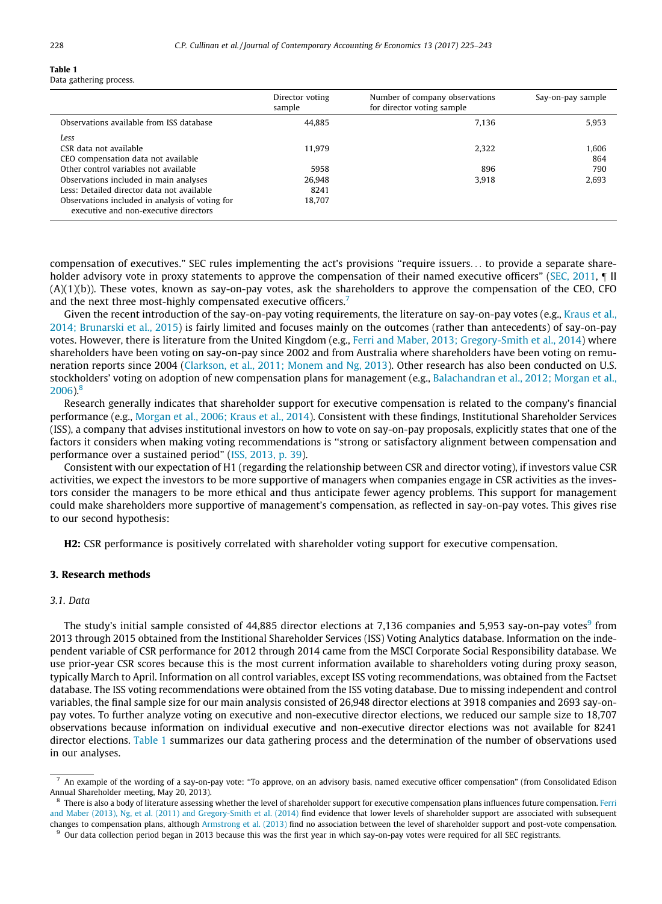**Table 1**
Data gathering process.

| | Director voting sample | Number of company observations for director voting sample | Say-on-pay sample |
|---|---|---|---|
| Observations available from ISS database | 44,885 | 7,136 | 5,953 |
| *Less* | | | |
| CSR data not available | 11,979 | 2,322 | 1,606 |
| CEO compensation data not available | | | 864 |
| Other control variables not available | 5958 | 896 | 790 |
| Observations included in main analyses | 26,948 | 3,918 | 2,693 |
| Less: Detailed director data not available | 8241 | | |
| Observations included in analysis of voting for executive and non-executive directors | 18,707 | | |

compensation of executives." SEC rules implementing the act's provisions "require issuers... to provide a separate shareholder advisory vote in proxy statements to approve the compensation of their named executive officers" (SEC, 2011, ¶ II (A)(1)(b)). These votes, known as say-on-pay votes, ask the shareholders to approve the compensation of the CEO, CFO and the next three most-highly compensated executive officers.[7]

Given the recent introduction of the say-on-pay voting requirements, the literature on say-on-pay votes (e.g., Kraus et al., 2014; Brunarski et al., 2015) is fairly limited and focuses mainly on the outcomes (rather than antecedents) of say-on-pay votes. However, there is literature from the United Kingdom (e.g., Ferri and Maber, 2013; Gregory-Smith et al., 2014) where shareholders have been voting on say-on-pay since 2002 and from Australia where shareholders have been voting on remuneration reports since 2004 (Clarkson, et al., 2011; Monem and Ng, 2013). Other research has also been conducted on U.S. stockholders' voting on adoption of new compensation plans for management (e.g., Balachandran et al., 2012; Morgan et al., 2006).[8]

Research generally indicates that shareholder support for executive compensation is related to the company's financial performance (e.g., Morgan et al., 2006; Kraus et al., 2014). Consistent with these findings, Institutional Shareholder Services (ISS), a company that advises institutional investors on how to vote on say-on-pay proposals, explicitly states that one of the factors it considers when making voting recommendations is "strong or satisfactory alignment between compensation and performance over a sustained period" (ISS, 2013, p. 39).

Consistent with our expectation of H1 (regarding the relationship between CSR and director voting), if investors value CSR activities, we expect the investors to be more supportive of managers when companies engage in CSR activities as the investors consider the managers to be more ethical and thus anticipate fewer agency problems. This support for management could make shareholders more supportive of management's compensation, as reflected in say-on-pay votes. This gives rise to our second hypothesis:

**H2:** CSR performance is positively correlated with shareholder voting support for executive compensation.

## 3. Research methods

### *3.1. Data*

The study's initial sample consisted of 44,885 director elections at 7,136 companies and 5,953 say-on-pay votes[9] from 2013 through 2015 obtained from the Institional Shareholder Services (ISS) Voting Analytics database. Information on the independent variable of CSR performance for 2012 through 2014 came from the MSCI Corporate Social Responsibility database. We use prior-year CSR scores because this is the most current information available to shareholders voting during proxy season, typically March to April. Information on all control variables, except ISS voting recommendations, was obtained from the Factset database. The ISS voting recommendations were obtained from the ISS voting database. Due to missing independent and control variables, the final sample size for our main analysis consisted of 26,948 director elections at 3918 companies and 2693 say-on-pay votes. To further analyze voting on executive and non-executive director elections, we reduced our sample size to 18,707 observations because information on individual executive and non-executive director elections was not available for 8241 director elections. Table 1 summarizes our data gathering process and the determination of the number of observations used in our analyses.

---

[7] An example of the wording of a say-on-pay vote: "To approve, on an advisory basis, named executive officer compensation" (from Consolidated Edison Annual Shareholder meeting, May 20, 2013).

[8] There is also a body of literature assessing whether the level of shareholder support for executive compensation plans influences future compensation. Ferri and Maber (2013), Ng, et al. (2011) and Gregory-Smith et al. (2014) find evidence that lower levels of shareholder support are associated with subsequent changes to compensation plans, although Armstrong et al. (2013) find no association between the level of shareholder support and post-vote compensation.

[9] Our data collection period began in 2013 because this was the first year in which say-on-pay votes were required for all SEC registrants.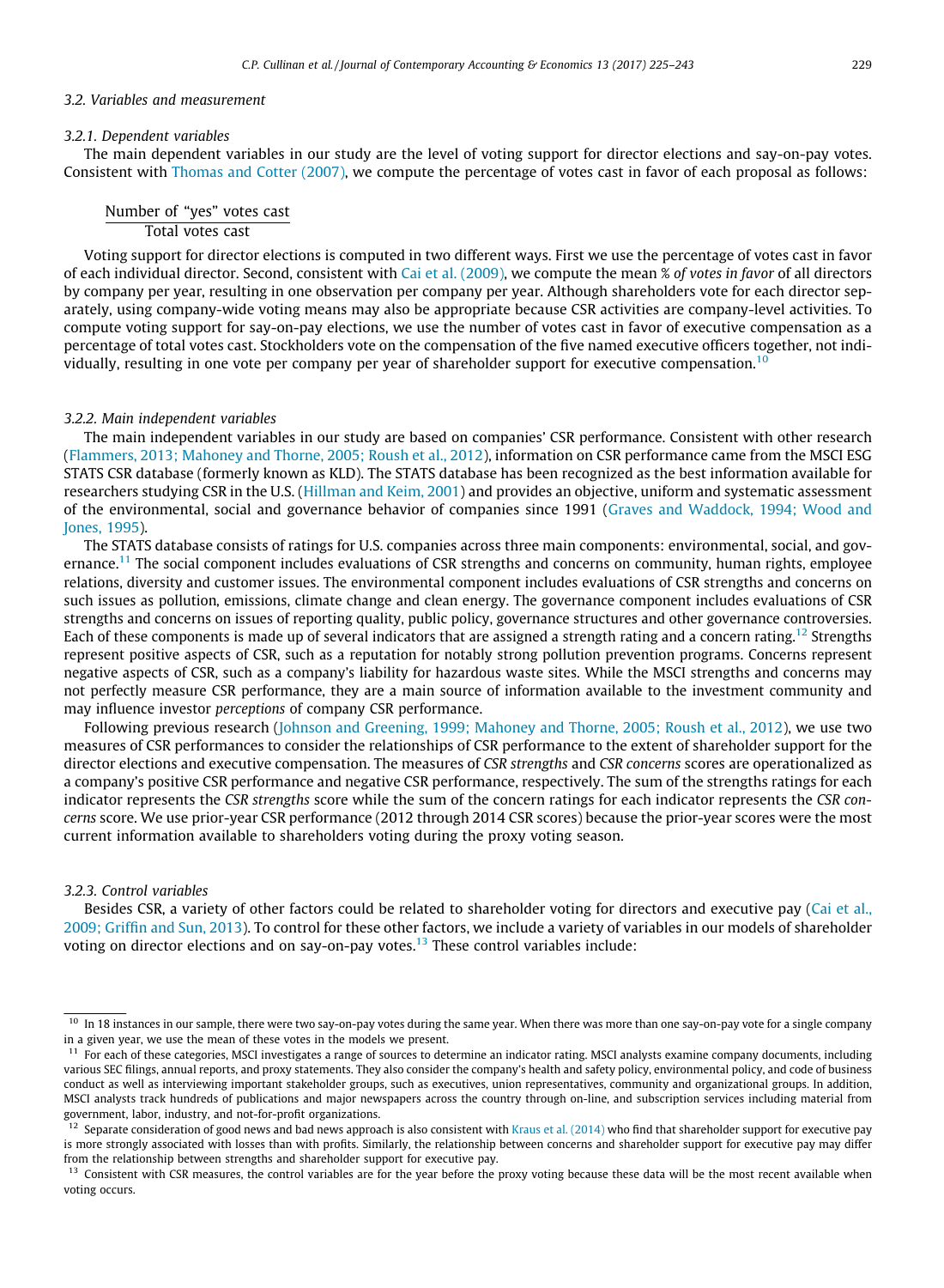## 3.2. Variables and measurement

### 3.2.1. Dependent variables

The main dependent variables in our study are the level of voting support for director elections and say-on-pay votes. Consistent with Thomas and Cotter (2007), we compute the percentage of votes cast in favor of each proposal as follows:

$$\frac{\text{Number of ``yes'' votes cast}}{\text{Total votes cast}}$$

Voting support for director elections is computed in two different ways. First we use the percentage of votes cast in favor of each individual director. Second, consistent with Cai et al. (2009), we compute the mean *% of votes in favor* of all directors by company per year, resulting in one observation per company per year. Although shareholders vote for each director separately, using company-wide voting means may also be appropriate because CSR activities are company-level activities. To compute voting support for say-on-pay elections, we use the number of votes cast in favor of executive compensation as a percentage of total votes cast. Stockholders vote on the compensation of the five named executive officers together, not individually, resulting in one vote per company per year of shareholder support for executive compensation.[10]

### 3.2.2. Main independent variables

The main independent variables in our study are based on companies' CSR performance. Consistent with other research (Flammers, 2013; Mahoney and Thorne, 2005; Roush et al., 2012), information on CSR performance came from the MSCI ESG STATS CSR database (formerly known as KLD). The STATS database has been recognized as the best information available for researchers studying CSR in the U.S. (Hillman and Keim, 2001) and provides an objective, uniform and systematic assessment of the environmental, social and governance behavior of companies since 1991 (Graves and Waddock, 1994; Wood and Jones, 1995).

The STATS database consists of ratings for U.S. companies across three main components: environmental, social, and governance.[11] The social component includes evaluations of CSR strengths and concerns on community, human rights, employee relations, diversity and customer issues. The environmental component includes evaluations of CSR strengths and concerns on such issues as pollution, emissions, climate change and clean energy. The governance component includes evaluations of CSR strengths and concerns on issues of reporting quality, public policy, governance structures and other governance controversies. Each of these components is made up of several indicators that are assigned a strength rating and a concern rating.[12] Strengths represent positive aspects of CSR, such as a reputation for notably strong pollution prevention programs. Concerns represent negative aspects of CSR, such as a company's liability for hazardous waste sites. While the MSCI strengths and concerns may not perfectly measure CSR performance, they are a main source of information available to the investment community and may influence investor *perceptions* of company CSR performance.

Following previous research (Johnson and Greening, 1999; Mahoney and Thorne, 2005; Roush et al., 2012), we use two measures of CSR performances to consider the relationships of CSR performance to the extent of shareholder support for the director elections and executive compensation. The measures of *CSR strengths* and *CSR concerns* scores are operationalized as a company's positive CSR performance and negative CSR performance, respectively. The sum of the strengths ratings for each indicator represents the *CSR strengths* score while the sum of the concern ratings for each indicator represents the *CSR concerns* score. We use prior-year CSR performance (2012 through 2014 CSR scores) because the prior-year scores were the most current information available to shareholders voting during the proxy voting season.

### 3.2.3. Control variables

Besides CSR, a variety of other factors could be related to shareholder voting for directors and executive pay (Cai et al., 2009; Griffin and Sun, 2013). To control for these other factors, we include a variety of variables in our models of shareholder voting on director elections and on say-on-pay votes.[13] These control variables include:

---

[10] In 18 instances in our sample, there were two say-on-pay votes during the same year. When there was more than one say-on-pay vote for a single company in a given year, we use the mean of these votes in the models we present.

[11] For each of these categories, MSCI investigates a range of sources to determine an indicator rating. MSCI analysts examine company documents, including various SEC filings, annual reports, and proxy statements. They also consider the company's health and safety policy, environmental policy, and code of business conduct as well as interviewing important stakeholder groups, such as executives, union representatives, community and organizational groups. In addition, MSCI analysts track hundreds of publications and major newspapers across the country through on-line, and subscription services including material from government, labor, industry, and not-for-profit organizations.

[12] Separate consideration of good news and bad news approach is also consistent with Kraus et al. (2014) who find that shareholder support for executive pay is more strongly associated with losses than with profits. Similarly, the relationship between concerns and shareholder support for executive pay may differ from the relationship between strengths and shareholder support for executive pay.

[13] Consistent with CSR measures, the control variables are for the year before the proxy voting because these data will be the most recent available when voting occurs.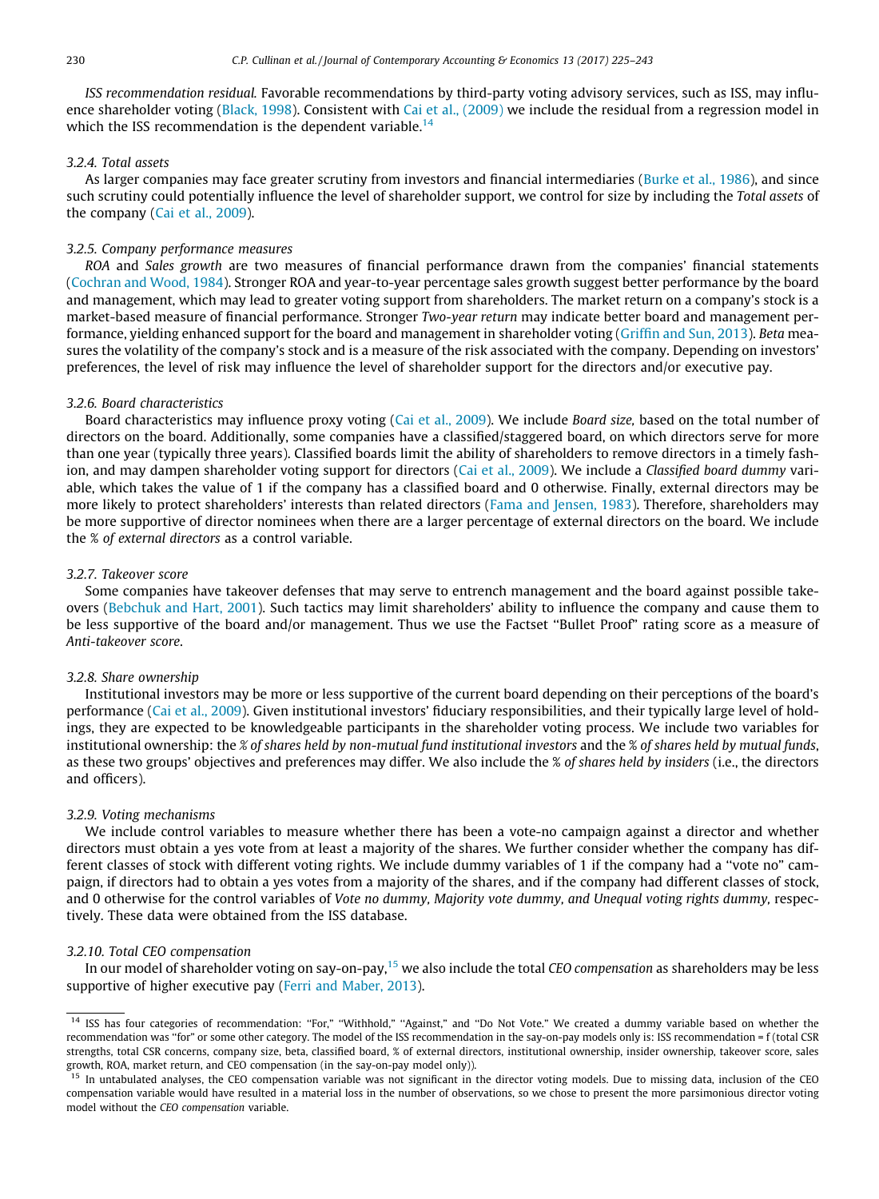*ISS recommendation residual.* Favorable recommendations by third-party voting advisory services, such as ISS, may influence shareholder voting (Black, 1998). Consistent with Cai et al., (2009) we include the residual from a regression model in which the ISS recommendation is the dependent variable.[14]

### 3.2.4. Total assets

As larger companies may face greater scrutiny from investors and financial intermediaries (Burke et al., 1986), and since such scrutiny could potentially influence the level of shareholder support, we control for size by including the *Total assets* of the company (Cai et al., 2009).

### 3.2.5. Company performance measures

*ROA* and *Sales growth* are two measures of financial performance drawn from the companies' financial statements (Cochran and Wood, 1984). Stronger ROA and year-to-year percentage sales growth suggest better performance by the board and management, which may lead to greater voting support from shareholders. The market return on a company's stock is a market-based measure of financial performance. Stronger *Two-year return* may indicate better board and management performance, yielding enhanced support for the board and management in shareholder voting (Griffin and Sun, 2013). *Beta* measures the volatility of the company's stock and is a measure of the risk associated with the company. Depending on investors' preferences, the level of risk may influence the level of shareholder support for the directors and/or executive pay.

### 3.2.6. Board characteristics

Board characteristics may influence proxy voting (Cai et al., 2009). We include *Board size*, based on the total number of directors on the board. Additionally, some companies have a classified/staggered board, on which directors serve for more than one year (typically three years). Classified boards limit the ability of shareholders to remove directors in a timely fashion, and may dampen shareholder voting support for directors (Cai et al., 2009). We include a *Classified board dummy* variable, which takes the value of 1 if the company has a classified board and 0 otherwise. Finally, external directors may be more likely to protect shareholders' interests than related directors (Fama and Jensen, 1983). Therefore, shareholders may be more supportive of director nominees when there are a larger percentage of external directors on the board. We include the *% of external directors* as a control variable.

### 3.2.7. Takeover score

Some companies have takeover defenses that may serve to entrench management and the board against possible takeovers (Bebchuk and Hart, 2001). Such tactics may limit shareholders' ability to influence the company and cause them to be less supportive of the board and/or management. Thus we use the Factset "Bullet Proof" rating score as a measure of *Anti-takeover score*.

### 3.2.8. Share ownership

Institutional investors may be more or less supportive of the current board depending on their perceptions of the board's performance (Cai et al., 2009). Given institutional investors' fiduciary responsibilities, and their typically large level of holdings, they are expected to be knowledgeable participants in the shareholder voting process. We include two variables for institutional ownership: the *% of shares held by non-mutual fund institutional investors* and the *% of shares held by mutual funds*, as these two groups' objectives and preferences may differ. We also include the *% of shares held by insiders* (i.e., the directors and officers).

### 3.2.9. Voting mechanisms

We include control variables to measure whether there has been a vote-no campaign against a director and whether directors must obtain a yes vote from at least a majority of the shares. We further consider whether the company has different classes of stock with different voting rights. We include dummy variables of 1 if the company had a "vote no" campaign, if directors had to obtain a yes votes from a majority of the shares, and if the company had different classes of stock, and 0 otherwise for the control variables of *Vote no dummy, Majority vote dummy, and Unequal voting rights dummy*, respectively. These data were obtained from the ISS database.

### 3.2.10. Total CEO compensation

In our model of shareholder voting on say-on-pay,[15] we also include the total *CEO compensation* as shareholders may be less supportive of higher executive pay (Ferri and Maber, 2013).

---

[14] ISS has four categories of recommendation: "For," "Withhold," "Against," and "Do Not Vote." We created a dummy variable based on whether the recommendation was "for" or some other category. The model of the ISS recommendation in the say-on-pay models only is: ISS recommendation = f (total CSR strengths, total CSR concerns, company size, beta, classified board, % of external directors, institutional ownership, insider ownership, takeover score, sales growth, ROA, market return, and CEO compensation (in the say-on-pay model only)).

[15] In untabulated analyses, the CEO compensation variable was not significant in the director voting models. Due to missing data, inclusion of the CEO compensation variable would have resulted in a material loss in the number of observations, so we chose to present the more parsimonious director voting model without the *CEO compensation* variable.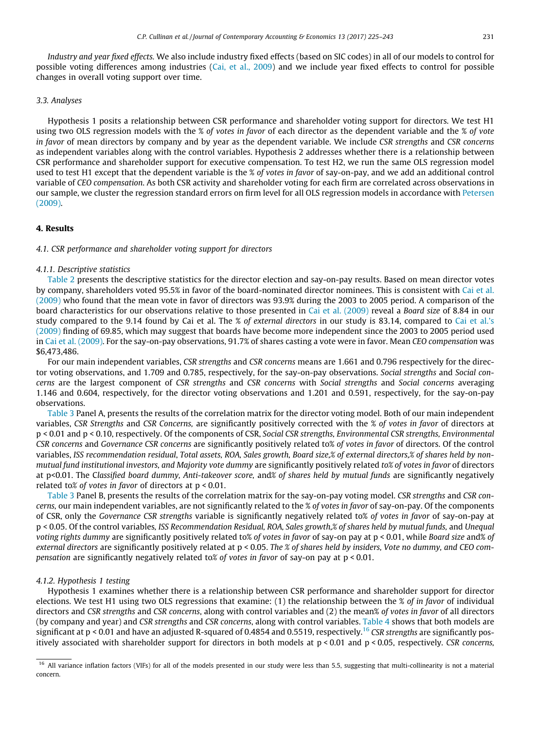*Industry and year fixed effects.* We also include industry fixed effects (based on SIC codes) in all of our models to control for possible voting differences among industries (Cai, et al., 2009) and we include year fixed effects to control for possible changes in overall voting support over time.

### 3.3. Analyses

Hypothesis 1 posits a relationship between CSR performance and shareholder voting support for directors. We test H1 using two OLS regression models with the *% of votes in favor* of each director as the dependent variable and the *% of vote in favor* of mean directors by company and by year as the dependent variable. We include *CSR strengths* and *CSR concerns* as independent variables along with the control variables. Hypothesis 2 addresses whether there is a relationship between CSR performance and shareholder support for executive compensation. To test H2, we run the same OLS regression model used to test H1 except that the dependent variable is the *% of votes in favor* of say-on-pay, and we add an additional control variable of *CEO compensation*. As both CSR activity and shareholder voting for each firm are correlated across observations in our sample, we cluster the regression standard errors on firm level for all OLS regression models in accordance with Petersen (2009).

## 4. Results

### 4.1. CSR performance and shareholder voting support for directors

#### 4.1.1. Descriptive statistics

Table 2 presents the descriptive statistics for the director election and say-on-pay results. Based on mean director votes by company, shareholders voted 95.5% in favor of the board-nominated director nominees. This is consistent with Cai et al. (2009) who found that the mean vote in favor of directors was 93.9% during the 2003 to 2005 period. A comparison of the board characteristics for our observations relative to those presented in Cai et al. (2009) reveal a *Board size* of 8.84 in our study compared to the 9.14 found by Cai et al. The *% of external directors* in our study is 83.14, compared to Cai et al.'s (2009) finding of 69.85, which may suggest that boards have become more independent since the 2003 to 2005 period used in Cai et al. (2009). For the say-on-pay observations, 91.7% of shares casting a vote were in favor. Mean *CEO compensation* was \$6,473,486.

For our main independent variables, *CSR strengths* and *CSR concerns* means are 1.661 and 0.796 respectively for the director voting observations, and 1.709 and 0.785, respectively, for the say-on-pay observations. *Social strengths* and *Social concerns* are the largest component of *CSR strengths* and *CSR concerns* with *Social strengths* and *Social concerns* averaging 1.146 and 0.604, respectively, for the director voting observations and 1.201 and 0.591, respectively, for the say-on-pay observations.

Table 3 Panel A, presents the results of the correlation matrix for the director voting model. Both of our main independent variables, *CSR Strengths* and *CSR Concerns,* are significantly positively corrected with the *% of votes in favor* of directors at $p < 0.01$ and $p < 0.10$, respectively. Of the components of CSR, *Social CSR strengths, Environmental CSR strengths, Environmental CSR concerns* and *Governance CSR concerns* are significantly positively related to*% of votes in favor* of directors. Of the control variables, *ISS recommendation residual*, *Total assets*, *ROA*, *Sales growth*, *Board size*,*% of external directors*,*% of shares held by non-mutual fund institutional investors, and Majority vote dummy* are significantly positively related *to% of votes in favor* of directors at $p<0.01$. The C*lassified board dummy, Anti-takeover score,* and*% of shares held by mutual funds* are significantly negatively related to*% of votes in favor* of directors at $p < 0.01$.

Table 3 Panel B, presents the results of the correlation matrix for the say-on-pay voting model. *CSR strengths* and *CSR concerns,* our main independent variables, are not significantly related to the *% of votes in favor* of say-on-pay. Of the components of CSR, only the *Governance CSR strengths* variable is significantly negatively related to*% of votes in favor* of say-on-pay at $p < 0.05$. Of the control variables, *ISS Recommendation Residual, ROA, Sales growth,% of shares held by mutual funds,* and *Unequal voting rights dummy* are significantly positively related to*% of votes in favor* of say-on pay at $p < 0.01$, while *Board size* and*% of external directors* are significantly positively related at $p < 0.05$. *The % of shares held by insiders, Vote no dummy, and CEO compensation* are significantly negatively related to*% of votes in favor* of say-on pay at $p < 0.01$.

#### 4.1.2. Hypothesis 1 testing

Hypothesis 1 examines whether there is a relationship between CSR performance and shareholder support for director elections. We test H1 using two OLS regressions that examine: (1) the relationship between the *% of in favor* of individual directors and *CSR strengths* and *CSR concerns*, along with control variables and (2) the mean*% of votes in favor* of all directors (by company and year) and *CSR strengths* and *CSR concerns*, along with control variables. Table 4 shows that both models are significant at $p < 0.01$ and have an adjusted R-squared of 0.4854 and 0.5519, respectively.[16] *CSR strengths* are significantly positively associated with shareholder support for directors in both models at $p < 0.01$ and $p < 0.05$, respectively. *CSR concerns,*

[16] All variance inflation factors (VIFs) for all of the models presented in our study were less than 5.5, suggesting that multi-collinearity is not a material concern.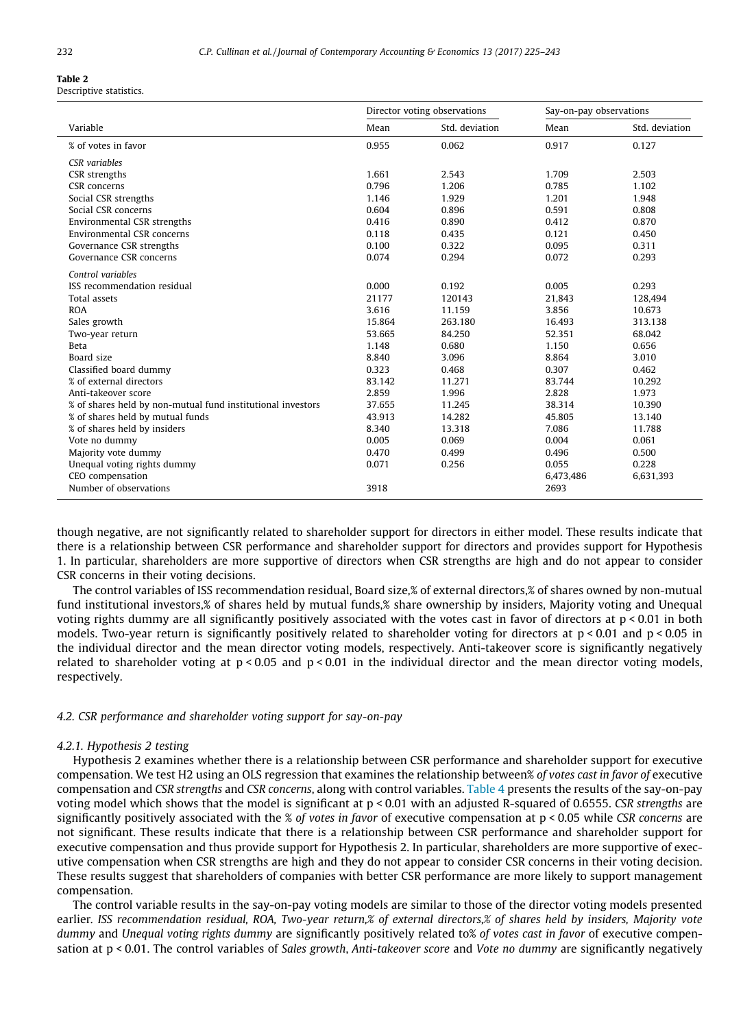**Table 2**
Descriptive statistics.

| Variable | Director voting observations | | Say-on-pay observations | |
|---|---|---|---|---|
| | Mean | Std. deviation | Mean | Std. deviation |
| % of votes in favor | 0.955 | 0.062 | 0.917 | 0.127 |
| *CSR variables* | | | | |
| CSR strengths | 1.661 | 2.543 | 1.709 | 2.503 |
| CSR concerns | 0.796 | 1.206 | 0.785 | 1.102 |
| Social CSR strengths | 1.146 | 1.929 | 1.201 | 1.948 |
| Social CSR concerns | 0.604 | 0.896 | 0.591 | 0.808 |
| Environmental CSR strengths | 0.416 | 0.890 | 0.412 | 0.870 |
| Environmental CSR concerns | 0.118 | 0.435 | 0.121 | 0.450 |
| Governance CSR strengths | 0.100 | 0.322 | 0.095 | 0.311 |
| Governance CSR concerns | 0.074 | 0.294 | 0.072 | 0.293 |
| *Control variables* | | | | |
| ISS recommendation residual | 0.000 | 0.192 | 0.005 | 0.293 |
| Total assets | 21177 | 120143 | 21,843 | 128,494 |
| ROA | 3.616 | 11.159 | 3.856 | 10.673 |
| Sales growth | 15.864 | 263.180 | 16.493 | 313.138 |
| Two-year return | 53.665 | 84.250 | 52.351 | 68.042 |
| Beta | 1.148 | 0.680 | 1.150 | 0.656 |
| Board size | 8.840 | 3.096 | 8.864 | 3.010 |
| Classified board dummy | 0.323 | 0.468 | 0.307 | 0.462 |
| % of external directors | 83.142 | 11.271 | 83.744 | 10.292 |
| Anti-takeover score | 2.859 | 1.996 | 2.828 | 1.973 |
| % of shares held by non-mutual fund institutional investors | 37.655 | 11.245 | 38.314 | 10.390 |
| % of shares held by mutual funds | 43.913 | 14.282 | 45.805 | 13.140 |
| % of shares held by insiders | 8.340 | 13.318 | 7.086 | 11.788 |
| Vote no dummy | 0.005 | 0.069 | 0.004 | 0.061 |
| Majority vote dummy | 0.470 | 0.499 | 0.496 | 0.500 |
| Unequal voting rights dummy | 0.071 | 0.256 | 0.055 | 0.228 |
| CEO compensation | | | 6,473,486 | 6,631,393 |
| Number of observations | 3918 | | 2693 | |

though negative, are not significantly related to shareholder support for directors in either model. These results indicate that there is a relationship between CSR performance and shareholder support for directors and provides support for Hypothesis 1. In particular, shareholders are more supportive of directors when CSR strengths are high and do not appear to consider CSR concerns in their voting decisions.

The control variables of ISS recommendation residual, Board size,% of external directors,% of shares owned by non-mutual fund institutional investors,% of shares held by mutual funds,% share ownership by insiders, Majority voting and Unequal voting rights dummy are all significantly positively associated with the votes cast in favor of directors at $p < 0.01$ in both models. Two-year return is significantly positively related to shareholder voting for directors at $p < 0.01$ and $p < 0.05$ in the individual director and the mean director voting models, respectively. Anti-takeover score is significantly negatively related to shareholder voting at $p < 0.05$ and $p < 0.01$ in the individual director and the mean director voting models, respectively.

### 4.2. CSR performance and shareholder voting support for say-on-pay

#### 4.2.1. Hypothesis 2 testing

Hypothesis 2 examines whether there is a relationship between CSR performance and shareholder support for executive compensation. We test H2 using an OLS regression that examines the relationship between% *of votes cast in favor of* executive compensation and *CSR strengths* and *CSR concerns*, along with control variables. Table 4 presents the results of the say-on-pay voting model which shows that the model is significant at $p < 0.01$ with an adjusted R-squared of 0.6555. *CSR strengths* are significantly positively associated with the *% of votes in favor* of executive compensation at $p < 0.05$ while *CSR concerns* are not significant. These results indicate that there is a relationship between CSR performance and shareholder support for executive compensation and thus provide support for Hypothesis 2. In particular, shareholders are more supportive of executive compensation when CSR strengths are high and they do not appear to consider CSR concerns in their voting decision. These results suggest that shareholders of companies with better CSR performance are more likely to support management compensation.

The control variable results in the say-on-pay voting models are similar to those of the director voting models presented earlier. *ISS recommendation residual, ROA, Two-year return,% of external directors,% of shares held by insiders, Majority vote dummy* and *Unequal voting rights dummy* are significantly positively related to% *of votes cast in favor* of executive compensation at $p < 0.01$. The control variables of *Sales growth*, *Anti-takeover score* and *Vote no dummy* are significantly negatively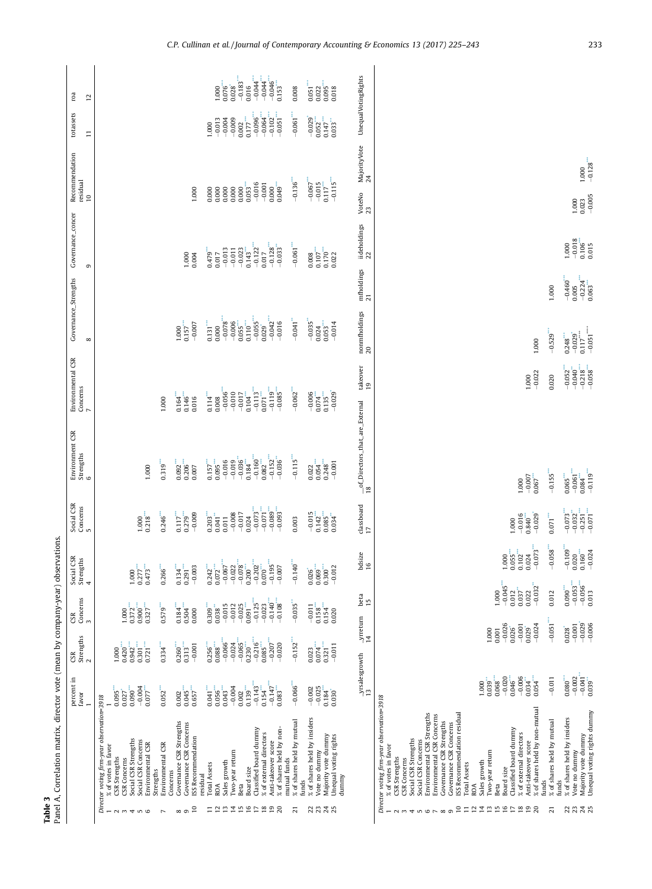**Table 3**

Panel A, Correlation matrix, director vote (mean by company-year) observations.

| | | percent in favor<br>1 | CSR Strengths<br>2 | CSR Concerns<br>3 | Social CSR Strengths<br>4 | Social CSR Concerns<br>5 | Environment CSR Strengths<br>6 | Environmental CSR Concerns<br>7 | Governance_Strengths<br>8 | Governance_concer<br>9 | Recommendation residual<br>10 | totassets<br>11 | roa<br>12 |
|---|---|---|---|---|---|---|---|---|---|---|---|---|---|
| | *Director voting firm-year observation=3918* | | | | | | | | | | | | |
| 1 | % of votes in favor | 1 | | | | | | | | | | | |
| 2 | CSR Strengths | 0.095*** | 1.000 | | | | | | | | | | |
| 3 | CSR Concerns | 0.027* | 0.420*** | 1.000 | | | | | | | | | |
| 4 | Social CSR Strengths | 0.090*** | 0.942*** | 0.372*** | 1.000 | | | | | | | | |
| 5 | Social CSR Concerns | −0.004 | 0.301*** | 0.900*** | 0.277*** | 1.000 | | | | | | | |
| 6 | Environmental CSR Strengths | 0.077*** | 0.721*** | 0.327*** | 0.473*** | 0.218*** | 1.000 | | | | | | |
| 7 | Environmental CSR Concerns | 0.052*** | 0.334*** | 0.579*** | 0.266*** | 0.246*** | 0.319*** | 1.000 | | | | | |
| 8 | Governance CSR Strengths | 0.002 | 0.260*** | 0.184*** | 0.134*** | 0.117*** | 0.092*** | 0.164*** | 1.000 | | | | |
| 9 | Governance CSR Concerns | 0.045*** | 0.313*** | 0.504*** | 0.291*** | 0.279*** | 0.206*** | 0.146*** | 0.157*** | 1.000 | | | |
| 10 | ISS Recommendation residual | 0.657*** | −0.001 | 0.000 | −0.003 | −0.009 | 0.007 | 0.016 | −0.007 | 0.004 | 1.000 | | |
| 11 | Total Assets | 0.041** | 0.256*** | 0.309*** | 0.242*** | 0.203*** | 0.157*** | 0.114*** | 0.131*** | 0.479*** | 0.000 | 1.000 | |
| 12 | ROA | 0.056*** | 0.088*** | 0.038** | 0.072*** | 0.041** | 0.095*** | 0.008 | 0.000 | 0.017 | 0.000 | −0.013 | 1.000 |
| 13 | Sales growth | 0.043*** | −0.066*** | −0.015 | −0.067*** | 0.011 | −0.016 | −0.056*** | −0.078*** | −0.013 | 0.000 | −0.004 | 0.076*** |
| 14 | Two-year return | −0.004 | −0.024 | −0.012 | −0.022 | −0.008 | −0.019 | −0.010 | −0.006 | −0.011 | 0.000 | −0.009 | 0.028* |
| 15 | Beta | 0.002 | −0.065*** | −0.025 | −0.078*** | −0.017 | −0.036** | −0.017 | 0.065*** | −0.023 | 0.000 | 0.002 | −0.183*** |
| 16 | Board size | 0.139*** | 0.230*** | 0.091*** | 0.200*** | 0.024 | 0.184*** | 0.104*** | 0.110*** | 0.143*** | 0.053*** | 0.177*** | 0.016 |
| 17 | Classified board dummy | −0.143*** | −0.216*** | −0.125*** | −0.202*** | −0.073*** | −0.160*** | −0.113*** | −0.055*** | −0.122*** | −0.016 | −0.096*** | −0.044*** |
| 18 | % of external directors | 0.154*** | 0.085*** | −0.023 | 0.070*** | −0.071*** | 0.082*** | 0.071*** | 0.029 | 0.017 | −0.001 | −0.064*** | −0.044*** |
| 19 | Anti-takeover score | −0.147*** | −0.207*** | −0.140*** | −0.195*** | −0.089*** | −0.152*** | −0.119*** | −0.042*** | −0.128*** | 0.000 | −0.102*** | −0.046*** |
| 20 | % of shares held by non-mutual funds | 0.083*** | −0.020 | −0.108*** | −0.007 | −0.093*** | −0.036** | −0.085*** | −0.016 | −0.033** | 0.049*** | −0.051*** | 0.153*** |
| 21 | % of shares held by mutual funds | −0.066*** | −0.152*** | −0.035** | −0.140*** | 0.003 | −0.115*** | −0.062*** | −0.041** | −0.061*** | −0.136*** | −0.061*** | 0.008 |
| 22 | % of shares held by insiders | −0.002 | 0.023 | −0.011 | 0.026* | −0.015 | 0.022 | −0.006 | −0.035** | 0.008 | −0.067*** | −0.029* | 0.051*** |
| 23 | Vote no dummy | −0.025 | 0.074*** | 0.158*** | 0.069*** | 0.142*** | 0.054*** | 0.074*** | 0.024 | 0.107*** | −0.015 | 0.052*** | 0.022 |
| 24 | Majority vote dummy | 0.184*** | 0.321*** | 0.154*** | 0.300*** | 0.085*** | 0.248*** | 0.135*** | 0.053*** | 0.170*** | 0.117*** | 0.147*** | 0.095*** |
| 25 | Unequal voting rights dummy | 0.030 | −0.011 | 0.020 | −0.012 | 0.034** | −0.001 | −0.029* | −0.014 | 0.022 | −0.115*** | 0.033** | 0.018 |

| | | _yrsalesgrowth<br>13 | _yrreturn<br>14 | beta<br>15 | bdsize<br>16 | classboard<br>17 | _of_Directors_that_are_External<br>18 | takeover<br>19 | nonmfholdings<br>20 | mfholdings<br>21 | iideholdings<br>22 | VoteNo<br>23 | MajorityVote<br>24 | UnequalVotingRights |
|---|---|---|---|---|---|---|---|---|---|---|---|---|---|---|
| | *Director voting firm-year observation=3918* | | | | | | | | | | | | | |
| 1 | % of votes in favor | | | | | | | | | | | | | |
| 2 | CSR Strengths | | | | | | | | | | | | | |
| 3 | CSR Concerns | | | | | | | | | | | | | |
| 4 | Social CSR Strengths | | | | | | | | | | | | | |
| 5 | Social CSR Concerns | | | | | | | | | | | | | |
| 6 | Environmental CSR Strengths | | | | | | | | | | | | | |
| 7 | Environmental CSR Concerns | | | | | | | | | | | | | |
| 8 | Governance CSR Strengths | | | | | | | | | | | | | |
| 9 | Governance CSR Concerns | | | | | | | | | | | | | |
| 10 | ISS Recommendation residual | | | | | | | | | | | | | |
| 11 | Total Assets | | | | | | | | | | | | | |
| 12 | ROA | | | | | | | | | | | | | |
| 13 | Sales growth | 1.000 | | | | | | | | | | | | |
| 14 | Two-year return | 0.039** | 1.000 | | | | | | | | | | | |
| 15 | Beta | 0.068*** | 0.001 | 1.000 | | | | | | | | | | |
| 16 | Board size | −0.020 | −0.026 | −0.045*** | 1.000 | | | | | | | | | |
| 17 | Classified board dummy | 0.046*** | 0.026* | 0.012 | 0.055*** | 1.000 | | | | | | | | |
| 18 | % of external directors | −0.006 | −0.001 | 0.037** | 0.102*** | −0.016 | 1.000 | | | | | | | |
| 19 | Anti-takeover score | 0.034** | 0.029* | 0.022 | 0.024 | 0.840*** | −0.007 | 1.000 | | | | | | |
| 20 | % of shares held by non-mutual funds | 0.054*** | −0.024 | −0.032** | −0.073*** | −0.029* | 0.067*** | −0.022 | 1.000 | | | | | |
| 21 | % of shares held by mutual funds | −0.011 | −0.051*** | 0.012 | −0.058*** | 0.071*** | −0.155*** | 0.020 | −0.529*** | 1.000 | | | | |
| 22 | % of shares held by insiders | 0.080*** | 0.028* | 0.090*** | −0.109*** | −0.073*** | 0.065*** | −0.052*** | 0.248*** | −0.460*** | 1.000 | | | |
| 23 | Vote no dummy | −0.002 | −0.001 | −0.053*** | 0.020 | −0.032** | −0.061*** | −0.040** | −0.029* | 0.005 | −0.018 | 1.000 | | |
| 24 | Majority vote dummy | −0.041** | −0.029* | −0.056*** | 0.160*** | −0.251*** | 0.084*** | −0.218*** | 0.117*** | −0.224*** | 0.106*** | 0.023 | 1.000 | |
| 25 | Unequal voting rights dummy | 0.039** | −0.006 | 0.013 | −0.024 | −0.071*** | −0.119*** | −0.058*** | −0.051*** | 0.063*** | 0.015 | −0.005 | −0.128*** | |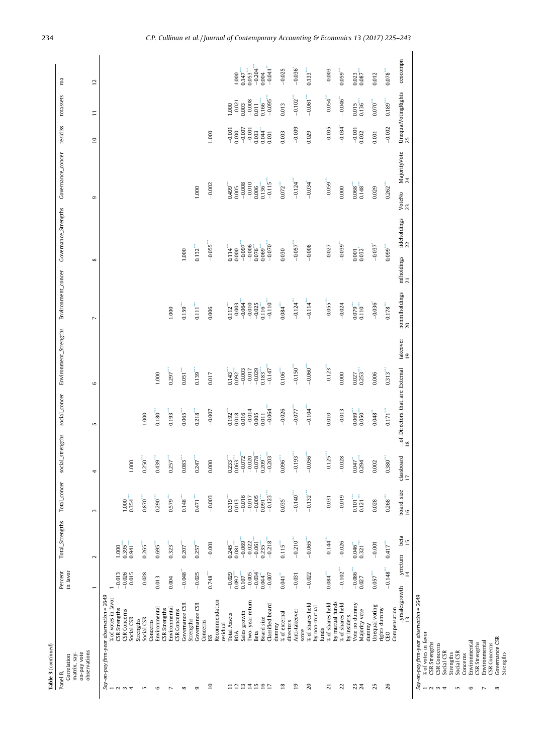**Table 3** (*continued*)

| Panel B. Correlation matrix, say-on-pay observations | Percent in favor | Total_Strengths | Total_concer | social_strengths | social_concer | Environment_Strengths | Environment_concer | Governance_Strengths | Governance_concer | residiss | totassets | roa |
|---|---|---|---|---|---|---|---|---|---|---|---|---|
| | 1 | 2 | 3 | 4 | 5 | 6 | 7 | 8 | 9 | 10 | 11 | 12 |
| *Say-on-pay firm-year observation = 2649* | | | | | | | | | | | | |
| 1 % of votes in favor | 1 | | | | | | | | | | | |
| 2 CSR Strengths | −0.013 | 1.000 | | | | | | | | | | |
| 3 CSR Concerns | −0.026 | 0.395*** | 1.000 | | | | | | | | | |
| 4 Social CSR Strengths | −0.015 | 0.941*** | 0.354*** | 1.000 | | | | | | | | |
| 5 Social CSR Concerns | −0.028 | 0.265*** | 0.870*** | 0.250*** | 1.000 | | | | | | | |
| 6 Environmental CSR Strengths | 0.013 | 0.695*** | 0.290*** | 0.439*** | 0.180*** | 1.000 | | | | | | |
| 7 Environmental CSR Concerns | 0.004 | 0.323*** | 0.579*** | 0.257*** | 0.193*** | 0.297*** | 1.000 | | | | | |
| 8 Governance CSR Strengths | −0.048** | 0.207*** | 0.148*** | 0.083*** | 0.065*** | 0.051*** | 0.159*** | 1.000 | | | | |
| 9 Governance CSR Concerns | −0.025 | 0.257*** | 0.471*** | 0.247*** | 0.218*** | 0.139*** | 0.111*** | 0.132*** | 1.000 | | | |
| 10 ISS Recommendation residual | 0.748*** | −0.001 | −0.003 | 0.000 | −0.007 | 0.017 | 0.006 | −0.055*** | −0.002 | 1.000 | | |
| 11 Total Assets | −0.029 | 0.245*** | 0.319*** | 0.233*** | 0.192*** | 0.143*** | 0.112*** | 0.114*** | 0.499*** | −0.001 | 1.000 | |
| 12 ROA | 0.097*** | 0.081*** | 0.013 | 0.063*** | 0.018 | 0.092*** | −0.003 | 0.000 | 0.005 | 0.000 | −0.021 | 1.000 |
| 13 Sales growth | 0.107*** | −0.069*** | −0.016 | −0.072*** | 0.016 | −0.003 | −0.064*** | −0.097*** | −0.008 | −0.007 | 0.003 | 0.147*** |
| 14 Two-year return | −0.005 | −0.022 | −0.017 | −0.020 | −0.014 | −0.017 | −0.010 | −0.006 | −0.010 | −0.001 | −0.008 | 0.053*** |
| 15 Beta | −0.034* | −0.061*** | −0.005 | −0.078*** | 0.005 | −0.029 | −0.025 | 0.076*** | 0.006 | 0.003 | 0.011 | −0.204*** |
| 16 Board size | 0.044* | 0.235*** | 0.091*** | 0.209*** | 0.011 | 0.183*** | 0.116*** | 0.069*** | 0.136*** | 0.044* | 0.166*** | 0.004 |
| 17 Classified board dummy | −0.007 | −0.218*** | −0.123*** | −0.203*** | −0.064*** | −0.147*** | −0.110*** | −0.070*** | −0.115*** | 0.001 | −0.095*** | −0.041** |
| 18 % of external directors | 0.041** | 0.115*** | 0.035* | 0.096*** | −0.026 | 0.106*** | 0.084*** | 0.030 | 0.072*** | 0.003 | 0.013 | −0.025 |
| 19 Anti-takeover score | −0.031 | −0.210*** | −0.140*** | −0.193*** | −0.077*** | −0.150*** | −0.124*** | −0.057*** | −0.124*** | −0.009 | −0.102*** | −0.036* |
| 20 % of shares held by non-mutual funds | −0.022 | −0.065*** | −0.132*** | −0.056*** | −0.104*** | −0.060*** | −0.114*** | −0.008 | −0.034* | 0.029 | −0.061*** | 0.133*** |
| 21 % of shares held by mutual funds | 0.084*** | −0.144*** | −0.031 | −0.125*** | 0.010 | −0.123*** | −0.055*** | −0.027 | −0.059*** | −0.005 | −0.054*** | −0.003 |
| 22 % of shares held by insiders | −0.102*** | −0.026 | −0.019 | −0.028 | −0.013 | 0.000 | −0.024 | −0.039** | 0.000 | −0.034* | −0.046** | 0.059*** |
| 23 Vote no dummy | −0.086*** | 0.046** | 0.101*** | 0.047** | 0.069*** | 0.027 | 0.079*** | 0.001 | 0.068*** | −0.001 | 0.015 | 0.023 |
| 24 Majority vote dummy | 0.027 | 0.321*** | 0.121*** | 0.294*** | 0.050** | 0.253*** | 0.110*** | 0.032 | 0.148*** | 0.002 | 0.136*** | 0.087*** |
| 25 Unequal voting rights dummy | 0.057*** | −0.001 | 0.028 | 0.002 | 0.048** | 0.006 | −0.036* | −0.037* | 0.029 | 0.001 | 0.070*** | 0.012 |
| 26 CEO Compensation | −0.148*** | 0.417*** | 0.268*** | 0.380*** | 0.171*** | 0.313*** | 0.178*** | 0.099*** | 0.262*** | −0.002 | 0.189*** | 0.078*** |

| | _yrsalesgrowth | _yrreturn | beta | board_size | classboard | _of_Directors_that_are_External | takeover | nonmfholdings | mfholdings | iidetholdings | VoteNo | MajorityVote | UnequalVotingRights | ceocompn |
|---|---|---|---|---|---|---|---|---|---|---|---|---|---|---|
| | 13 | 14 | 15 | 16 | 17 | 18 | 19 | 20 | 21 | 22 | 23 | 24 | 25 | |
| *Say-on-pay firm-year observation = 2649* | | | | | | | | | | | | | | |
| 1 % of votes in favor | | | | | | | | | | | | | | |
| 2 CSR Strengths | | | | | | | | | | | | | | |
| 3 CSR Concerns | | | | | | | | | | | | | | |
| 4 Social CSR Strengths | | | | | | | | | | | | | | |
| 5 Social CSR Concerns | | | | | | | | | | | | | | |
| 6 Environmental CSR Strengths | | | | | | | | | | | | | | |
| 7 Environmental CSR Concerns | | | | | | | | | | | | | | |
| 8 Governance CSR Strengths | | | | | | | | | | | | | | |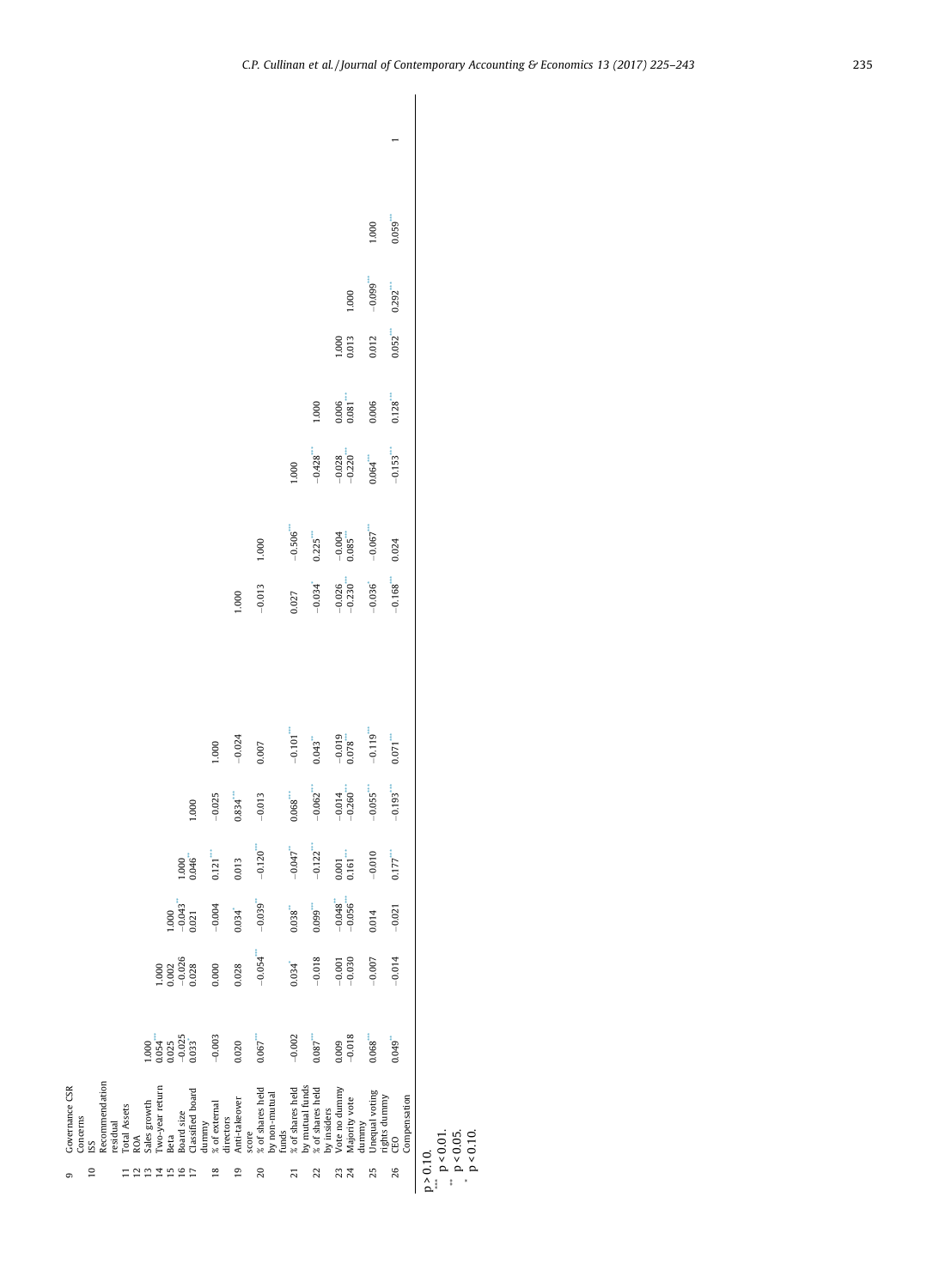| | | 13 | 14 | 15 | 16 | 17 | 18 | 19 | 20 | 21 | 22 | 23 | 24 | 25 | 26 |
|---|---|---|---|---|---|---|---|---|---|---|---|---|---|---|---|
| 9 | Governance CSR Concerns | | | | | | | | | | | | | | |
| 10 | ISS Recommendation residual | | | | | | | | | | | | | | |
| 11 | Total Assets | | | | | | | | | | | | | | |
| 12 | ROA | | | | | | | | | | | | | | |
| 13 | Sales growth | 1.000 | | | | | | | | | | | | | |
| 14 | Two-year return | 0.054** | 1.000 | | | | | | | | | | | | |
| 15 | Beta | 0.025 | 0.002 | 1.000 | | | | | | | | | | | |
| 16 | Board size | −0.025 | −0.026 | −0.043** | 1.000 | | | | | | | | | | |
| 17 | Classified board dummy | 0.033 | 0.028 | 0.021 | 0.046** | 1.000 | | | | | | | | | |
| 18 | % of external directors | −0.003 | 0.000 | −0.004 | 0.121*** | −0.025 | 1.000 | | | | | | | | |
| 19 | Anti-takeover score | 0.020 | 0.028 | 0.034* | 0.013 | 0.834*** | −0.024 | 1.000 | | | | | | | |
| 20 | % of shares held by non-mutual funds | 0.067*** | −0.054** | −0.039* | −0.120*** | −0.013 | 0.007 | −0.013 | 1.000 | | | | | | |
| 21 | % of shares held by mutual funds | −0.002 | 0.034* | 0.038* | −0.047** | 0.068*** | −0.101*** | 0.027 | −0.506*** | 1.000 | | | | | |
| 22 | % of shares held by insiders | 0.087*** | −0.018 | 0.099*** | −0.122*** | −0.062*** | 0.043** | −0.034* | 0.225*** | −0.428*** | 1.000 | | | | |
| 23 | Vote no dummy | 0.009 | −0.001 | −0.048** | 0.001 | −0.014 | −0.019 | −0.026 | −0.004 | −0.028 | 0.006 | 1.000 | | | |
| 24 | Majority vote dummy | −0.018 | −0.030 | −0.056*** | 0.161*** | −0.260*** | 0.078*** | −0.230*** | 0.085*** | −0.220*** | 0.081*** | 0.013 | 1.000 | | |
| 25 | Unequal voting rights dummy | 0.068*** | −0.007 | 0.014 | −0.010 | −0.055*** | −0.119*** | −0.036* | −0.067*** | 0.064*** | 0.006 | 0.012 | −0.099*** | 1.000 | |
| 26 | CEO Compensation | 0.049** | −0.014 | −0.021 | 0.177*** | −0.193*** | 0.071*** | −0.168*** | 0.024 | −0.153*** | 0.128*** | 0.052*** | 0.292*** | 0.059*** | 1 |

p > 0.10.
*** $p < 0.01$.
** $p < 0.05$.
* $p < 0.10$.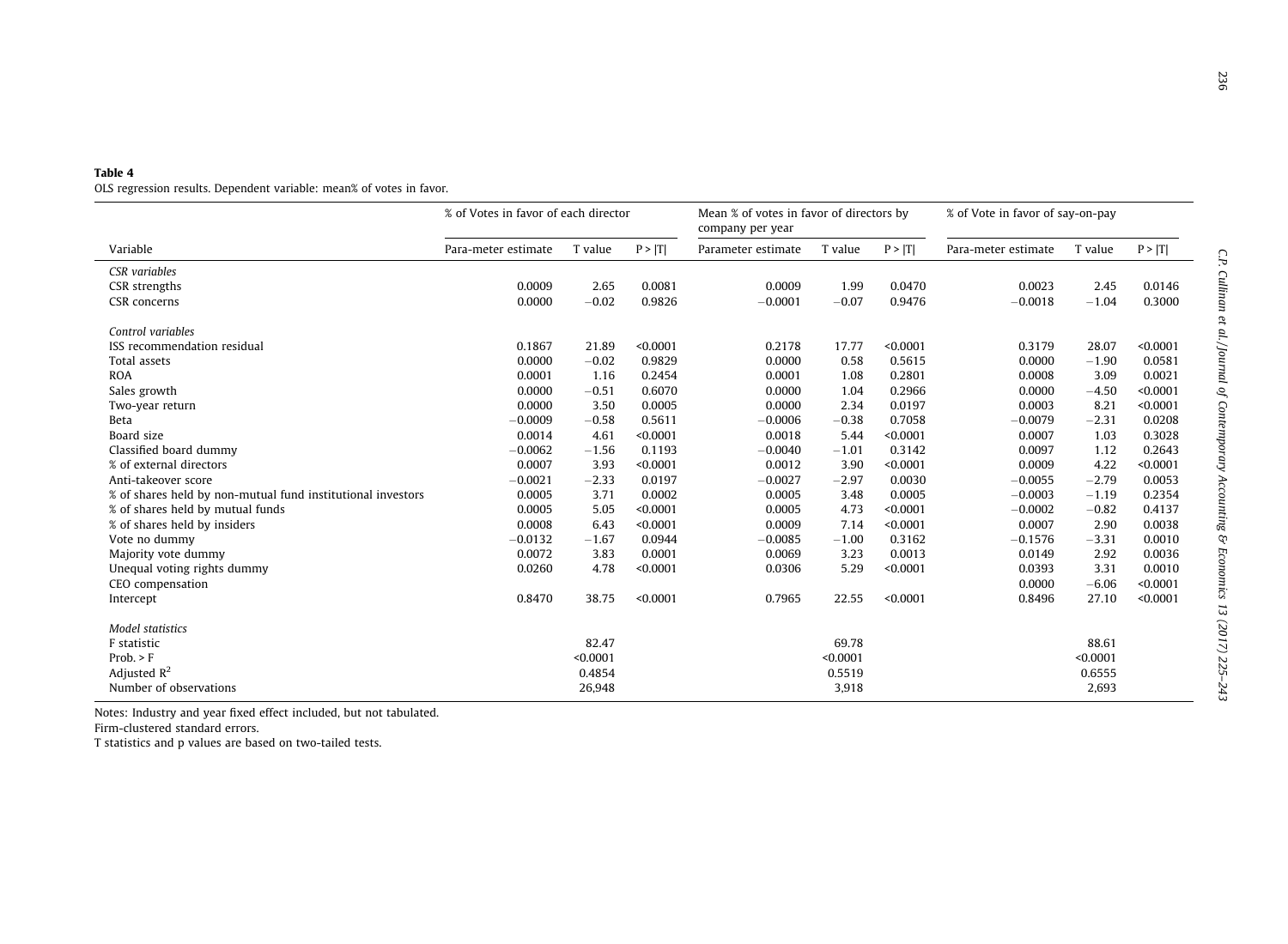**Table 4**
OLS regression results. Dependent variable: mean% of votes in favor.

| Variable | % of Votes in favor of each director | | | Mean % of votes in favor of directors by company per year | | | % of Vote in favor of say-on-pay | | |
|---|---|---|---|---|---|---|---|---|---|
| | Para-meter estimate | T value | P > \|T\| | Parameter estimate | T value | P > \|T\| | Para-meter estimate | T value | P > \|T\| |
| *CSR variables* | | | | | | | | | |
| CSR strengths | 0.0009 | 2.65 | 0.0081 | 0.0009 | 1.99 | 0.0470 | 0.0023 | 2.45 | 0.0146 |
| CSR concerns | 0.0000 | −0.02 | 0.9826 | −0.0001 | −0.07 | 0.9476 | −0.0018 | −1.04 | 0.3000 |
| *Control variables* | | | | | | | | | |
| ISS recommendation residual | 0.1867 | 21.89 | <0.0001 | 0.2178 | 17.77 | <0.0001 | 0.3179 | 28.07 | <0.0001 |
| Total assets | 0.0000 | −0.02 | 0.9829 | 0.0000 | 0.58 | 0.5615 | 0.0000 | −1.90 | 0.0581 |
| ROA | 0.0001 | 1.16 | 0.2454 | 0.0001 | 1.08 | 0.2801 | 0.0008 | 3.09 | 0.0021 |
| Sales growth | 0.0000 | −0.51 | 0.6070 | 0.0000 | 1.04 | 0.2966 | 0.0000 | −4.50 | <0.0001 |
| Two-year return | 0.0000 | 3.50 | 0.0005 | 0.0000 | 2.34 | 0.0197 | 0.0003 | 8.21 | <0.0001 |
| Beta | −0.0009 | −0.58 | 0.5611 | −0.0006 | −0.38 | 0.7058 | −0.0079 | −2.31 | 0.0208 |
| Board size | 0.0014 | 4.61 | <0.0001 | 0.0018 | 5.44 | <0.0001 | 0.0007 | 1.03 | 0.3028 |
| Classified board dummy | −0.0062 | −1.56 | 0.1193 | −0.0040 | −1.01 | 0.3142 | 0.0097 | 1.12 | 0.2643 |
| % of external directors | 0.0007 | 3.93 | <0.0001 | 0.0012 | 3.90 | <0.0001 | 0.0009 | 4.22 | <0.0001 |
| Anti-takeover score | −0.0021 | −2.33 | 0.0197 | −0.0027 | −2.97 | 0.0030 | −0.0055 | −2.79 | 0.0053 |
| % of shares held by non-mutual fund institutional investors | 0.0005 | 3.71 | 0.0002 | 0.0005 | 3.48 | 0.0005 | −0.0003 | −1.19 | 0.2354 |
| % of shares held by mutual funds | 0.0005 | 5.05 | <0.0001 | 0.0005 | 4.73 | <0.0001 | −0.0002 | −0.82 | 0.4137 |
| % of shares held by insiders | 0.0008 | 6.43 | <0.0001 | 0.0009 | 7.14 | <0.0001 | 0.0007 | 2.90 | 0.0038 |
| Vote no dummy | −0.0132 | −1.67 | 0.0944 | −0.0085 | −1.00 | 0.3162 | −0.1576 | −3.31 | 0.0010 |
| Majority vote dummy | 0.0072 | 3.83 | 0.0001 | 0.0069 | 3.23 | 0.0013 | 0.0149 | 2.92 | 0.0036 |
| Unequal voting rights dummy | 0.0260 | 4.78 | <0.0001 | 0.0306 | 5.29 | <0.0001 | 0.0393 | 3.31 | 0.0010 |
| CEO compensation | | | | | | | 0.0000 | −6.06 | <0.0001 |
| Intercept | 0.8470 | 38.75 | <0.0001 | 0.7965 | 22.55 | <0.0001 | 0.8496 | 27.10 | <0.0001 |
| *Model statistics* | | | | | | | | | |
| F statistic | | 82.47 | | | 69.78 | | | 88.61 | |
| Prob. > F | | <0.0001 | | | <0.0001 | | | <0.0001 | |
| Adjusted $R^2$ | | 0.4854 | | | 0.5519 | | | 0.6555 | |
| Number of observations | | 26,948 | | | 3,918 | | | 2,693 | |

Notes: Industry and year fixed effect included, but not tabulated.
Firm-clustered standard errors.
T statistics and p values are based on two-tailed tests.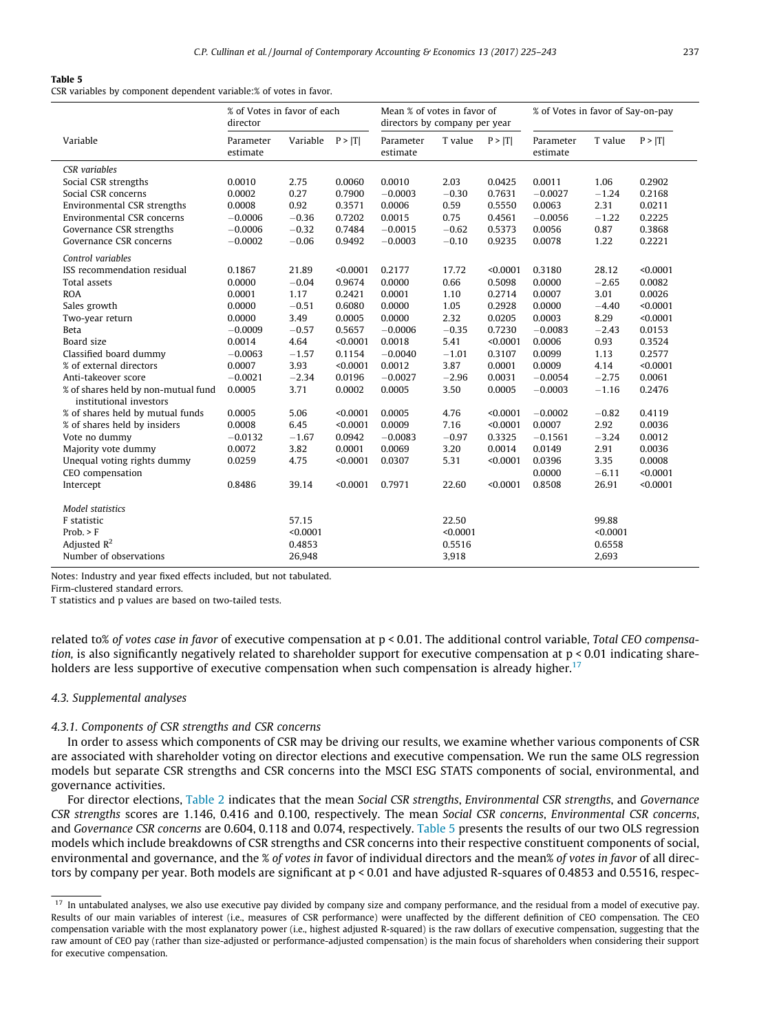**Table 5**
CSR variables by component dependent variable:% of votes in favor.

| Variable | % of Votes in favor of each director | | | Mean % of votes in favor of directors by company per year | | | % of Votes in favor of Say-on-pay | | |
|---|---|---|---|---|---|---|---|---|---|
| | Parameter estimate | Variable | P > \|T\| | Parameter estimate | T value | P > \|T\| | Parameter estimate | T value | P > \|T\| |
| *CSR variables* | | | | | | | | | |
| Social CSR strengths | 0.0010 | 2.75 | 0.0060 | 0.0010 | 2.03 | 0.0425 | 0.0011 | 1.06 | 0.2902 |
| Social CSR concerns | 0.0002 | 0.27 | 0.7900 | −0.0003 | −0.30 | 0.7631 | −0.0027 | −1.24 | 0.2168 |
| Environmental CSR strengths | 0.0008 | 0.92 | 0.3571 | 0.0006 | 0.59 | 0.5550 | 0.0063 | 2.31 | 0.0211 |
| Environmental CSR concerns | −0.0006 | −0.36 | 0.7202 | 0.0015 | 0.75 | 0.4561 | −0.0056 | −1.22 | 0.2225 |
| Governance CSR strengths | −0.0006 | −0.32 | 0.7484 | −0.0015 | −0.62 | 0.5373 | 0.0056 | 0.87 | 0.3868 |
| Governance CSR concerns | −0.0002 | −0.06 | 0.9492 | −0.0003 | −0.10 | 0.9235 | 0.0078 | 1.22 | 0.2221 |
| *Control variables* | | | | | | | | | |
| ISS recommendation residual | 0.1867 | 21.89 | <0.0001 | 0.2177 | 17.72 | <0.0001 | 0.3180 | 28.12 | <0.0001 |
| Total assets | 0.0000 | −0.04 | 0.9674 | 0.0000 | 0.66 | 0.5098 | 0.0000 | −2.65 | 0.0082 |
| ROA | 0.0001 | 1.17 | 0.2421 | 0.0001 | 1.10 | 0.2714 | 0.0007 | 3.01 | 0.0026 |
| Sales growth | 0.0000 | −0.51 | 0.6080 | 0.0000 | 1.05 | 0.2928 | 0.0000 | −4.40 | <0.0001 |
| Two-year return | 0.0000 | 3.49 | 0.0005 | 0.0000 | 2.32 | 0.0205 | 0.0003 | 8.29 | <0.0001 |
| Beta | −0.0009 | −0.57 | 0.5657 | −0.0006 | −0.35 | 0.7230 | −0.0083 | −2.43 | 0.0153 |
| Board size | 0.0014 | 4.64 | <0.0001 | 0.0018 | 5.41 | <0.0001 | 0.0006 | 0.93 | 0.3524 |
| Classified board dummy | −0.0063 | −1.57 | 0.1154 | −0.0040 | −1.01 | 0.3107 | 0.0099 | 1.13 | 0.2577 |
| % of external directors | 0.0007 | 3.93 | <0.0001 | 0.0012 | 3.87 | 0.0001 | 0.0009 | 4.14 | <0.0001 |
| Anti-takeover score | −0.0021 | −2.34 | 0.0196 | −0.0027 | −2.96 | 0.0031 | −0.0054 | −2.75 | 0.0061 |
| % of shares held by non-mutual fund institutional investors | 0.0005 | 3.71 | 0.0002 | 0.0005 | 3.50 | 0.0005 | −0.0003 | −1.16 | 0.2476 |
| % of shares held by mutual funds | 0.0005 | 5.06 | <0.0001 | 0.0005 | 4.76 | <0.0001 | −0.0002 | −0.82 | 0.4119 |
| % of shares held by insiders | 0.0008 | 6.45 | <0.0001 | 0.0009 | 7.16 | <0.0001 | 0.0007 | 2.92 | 0.0036 |
| Vote no dummy | −0.0132 | −1.67 | 0.0942 | −0.0083 | −0.97 | 0.3325 | −0.1561 | −3.24 | 0.0012 |
| Majority vote dummy | 0.0072 | 3.82 | 0.0001 | 0.0069 | 3.20 | 0.0014 | 0.0149 | 2.91 | 0.0036 |
| Unequal voting rights dummy | 0.0259 | 4.75 | <0.0001 | 0.0307 | 5.31 | <0.0001 | 0.0396 | 3.35 | 0.0008 |
| CEO compensation | | | | | | | 0.0000 | −6.11 | <0.0001 |
| Intercept | 0.8486 | 39.14 | <0.0001 | 0.7971 | 22.60 | <0.0001 | 0.8508 | 26.91 | <0.0001 |
| *Model statistics* | | | | | | | | | |
| F statistic | | 57.15 | | | 22.50 | | | 99.88 | |
| Prob. > F | | <0.0001 | | | <0.0001 | | | <0.0001 | |
| Adjusted $R^2$ | | 0.4853 | | | 0.5516 | | | 0.6558 | |
| Number of observations | | 26,948 | | | 3,918 | | | 2,693 | |

Notes: Industry and year fixed effects included, but not tabulated.
Firm-clustered standard errors.
T statistics and p values are based on two-tailed tests.

related to% *of votes case in favor* of executive compensation at p < 0.01. The additional control variable, *Total CEO compensation*, is also significantly negatively related to shareholder support for executive compensation at p < 0.01 indicating shareholders are less supportive of executive compensation when such compensation is already higher.[17]

### 4.3. Supplemental analyses

#### 4.3.1. Components of CSR strengths and CSR concerns

In order to assess which components of CSR may be driving our results, we examine whether various components of CSR are associated with shareholder voting on director elections and executive compensation. We run the same OLS regression models but separate CSR strengths and CSR concerns into the MSCI ESG STATS components of social, environmental, and governance activities.

For director elections, Table 2 indicates that the mean *Social CSR strengths*, *Environmental CSR strengths*, and *Governance CSR strengths* scores are 1.146, 0.416 and 0.100, respectively. The mean *Social CSR concerns*, *Environmental CSR concerns*, and *Governance CSR concerns* are 0.604, 0.118 and 0.074, respectively. Table 5 presents the results of our two OLS regression models which include breakdowns of CSR strengths and CSR concerns into their respective constituent components of social, environmental and governance, and the *% of votes in* favor of individual directors and the mean*% of votes in favor* of all directors by company per year. Both models are significant at p < 0.01 and have adjusted R-squares of 0.4853 and 0.5516, respec-

[17] In untabulated analyses, we also use executive pay divided by company size and company performance, and the residual from a model of executive pay. Results of our main variables of interest (i.e., measures of CSR performance) were unaffected by the different definition of CEO compensation. The CEO compensation variable with the most explanatory power (i.e., highest adjusted R-squared) is the raw dollars of executive compensation, suggesting that the raw amount of CEO pay (rather than size-adjusted or performance-adjusted compensation) is the main focus of shareholders when considering their support for executive compensation.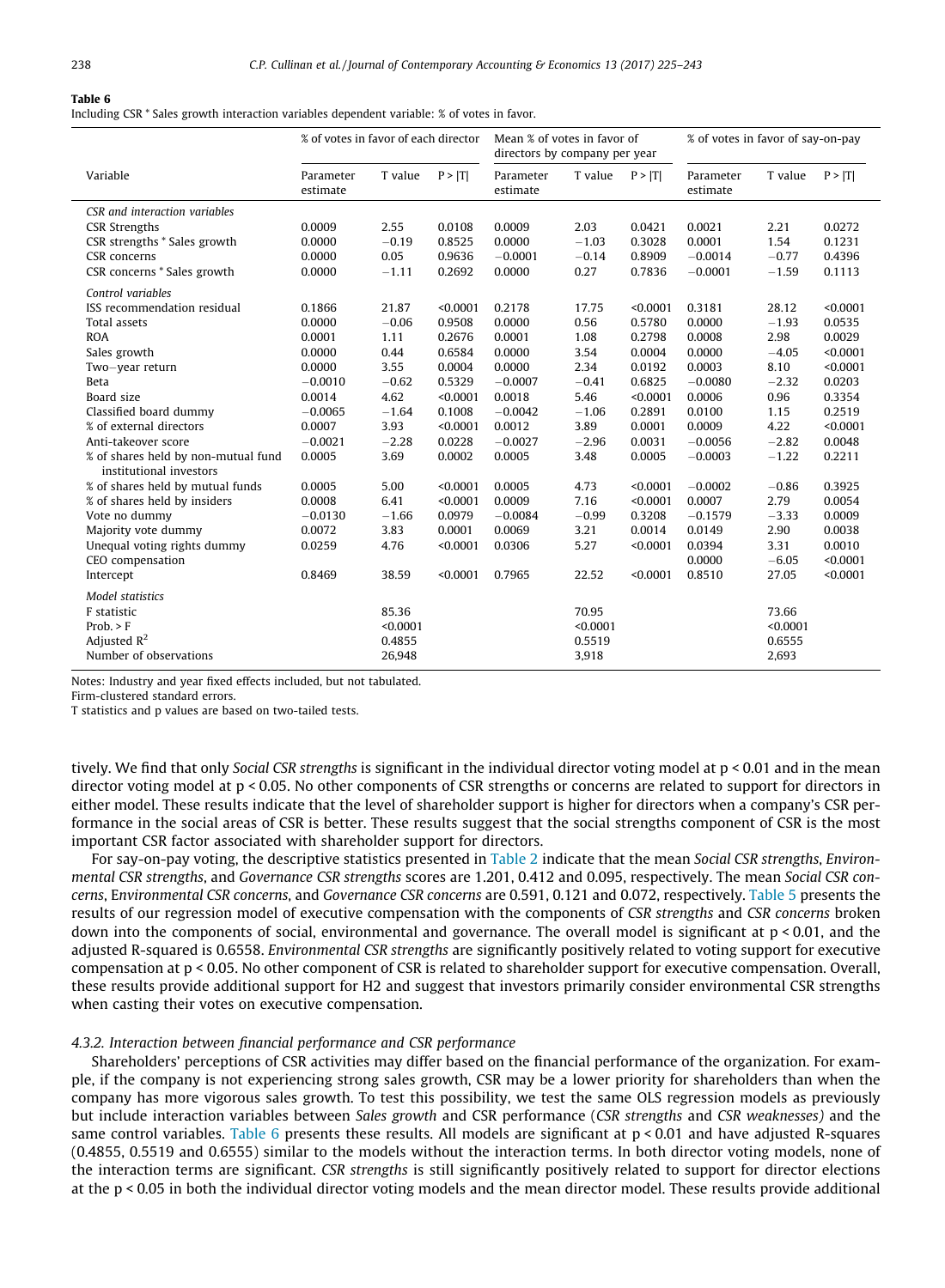**Table 6**
Including CSR * Sales growth interaction variables dependent variable: % of votes in favor.

| Variable | % of votes in favor of each director | | | Mean % of votes in favor of directors by company per year | | | % of votes in favor of say-on-pay | | |
|---|---|---|---|---|---|---|---|---|---|
| | Parameter estimate | T value | P > \|T\| | Parameter estimate | T value | P > \|T\| | Parameter estimate | T value | P > \|T\| |
| *CSR and interaction variables* | | | | | | | | | |
| CSR Strengths | 0.0009 | 2.55 | 0.0108 | 0.0009 | 2.03 | 0.0421 | 0.0021 | 2.21 | 0.0272 |
| CSR strengths * Sales growth | 0.0000 | −0.19 | 0.8525 | 0.0000 | −1.03 | 0.3028 | 0.0001 | 1.54 | 0.1231 |
| CSR concerns | 0.0000 | 0.05 | 0.9636 | −0.0001 | −0.14 | 0.8909 | −0.0014 | −0.77 | 0.4396 |
| CSR concerns * Sales growth | 0.0000 | −1.11 | 0.2692 | 0.0000 | 0.27 | 0.7836 | −0.0001 | −1.59 | 0.1113 |
| *Control variables* | | | | | | | | | |
| ISS recommendation residual | 0.1866 | 21.87 | <0.0001 | 0.2178 | 17.75 | <0.0001 | 0.3181 | 28.12 | <0.0001 |
| Total assets | 0.0000 | −0.06 | 0.9508 | 0.0000 | 0.56 | 0.5780 | 0.0000 | −1.93 | 0.0535 |
| ROA | 0.0001 | 1.11 | 0.2676 | 0.0001 | 1.08 | 0.2798 | 0.0008 | 2.98 | 0.0029 |
| Sales growth | 0.0000 | 0.44 | 0.6584 | 0.0000 | 3.54 | 0.0004 | 0.0000 | −4.05 | <0.0001 |
| Two−year return | 0.0000 | 3.55 | 0.0004 | 0.0000 | 2.34 | 0.0192 | 0.0003 | 8.10 | <0.0001 |
| Beta | −0.0010 | −0.62 | 0.5329 | −0.0007 | −0.41 | 0.6825 | −0.0080 | −2.32 | 0.0203 |
| Board size | 0.0014 | 4.62 | <0.0001 | 0.0018 | 5.46 | <0.0001 | 0.0006 | 0.96 | 0.3354 |
| Classified board dummy | −0.0065 | −1.64 | 0.1008 | −0.0042 | −1.06 | 0.2891 | 0.0100 | 1.15 | 0.2519 |
| % of external directors | 0.0007 | 3.93 | <0.0001 | 0.0012 | 3.89 | 0.0001 | 0.0009 | 4.22 | <0.0001 |
| Anti-takeover score | −0.0021 | −2.28 | 0.0228 | −0.0027 | −2.96 | 0.0031 | −0.0056 | −2.82 | 0.0048 |
| % of shares held by non-mutual fund institutional investors | 0.0005 | 3.69 | 0.0002 | 0.0005 | 3.48 | 0.0005 | −0.0003 | −1.22 | 0.2211 |
| % of shares held by mutual funds | 0.0005 | 5.00 | <0.0001 | 0.0005 | 4.73 | <0.0001 | −0.0002 | −0.86 | 0.3925 |
| % of shares held by insiders | 0.0008 | 6.41 | <0.0001 | 0.0009 | 7.16 | <0.0001 | 0.0007 | 2.79 | 0.0054 |
| Vote no dummy | −0.0130 | −1.66 | 0.0979 | −0.0084 | −0.99 | 0.3208 | −0.1579 | −3.33 | 0.0009 |
| Majority vote dummy | 0.0072 | 3.83 | 0.0001 | 0.0069 | 3.21 | 0.0014 | 0.0149 | 2.90 | 0.0038 |
| Unequal voting rights dummy | 0.0259 | 4.76 | <0.0001 | 0.0306 | 5.27 | <0.0001 | 0.0394 | 3.31 | 0.0010 |
| CEO compensation | | | | | | | 0.0000 | −6.05 | <0.0001 |
| Intercept | 0.8469 | 38.59 | <0.0001 | 0.7965 | 22.52 | <0.0001 | 0.8510 | 27.05 | <0.0001 |
| *Model statistics* | | | | | | | | | |
| F statistic | | 85.36 | | | 70.95 | | | 73.66 | |
| Prob. > F | | <0.0001 | | | <0.0001 | | | <0.0001 | |
| Adjusted $R^2$ | | 0.4855 | | | 0.5519 | | | 0.6555 | |
| Number of observations | | 26,948 | | | 3,918 | | | 2,693 | |

Notes: Industry and year fixed effects included, but not tabulated.
Firm-clustered standard errors.
T statistics and p values are based on two-tailed tests.

tively. We find that only *Social CSR strengths* is significant in the individual director voting model at $p < 0.01$ and in the mean director voting model at $p < 0.05$. No other components of CSR strengths or concerns are related to support for directors in either model. These results indicate that the level of shareholder support is higher for directors when a company's CSR performance in the social areas of CSR is better. These results suggest that the social strengths component of CSR is the most important CSR factor associated with shareholder support for directors.

For say-on-pay voting, the descriptive statistics presented in Table 2 indicate that the mean *Social CSR strengths*, *Environmental CSR strengths*, and *Governance CSR strengths* scores are 1.201, 0.412 and 0.095, respectively. The mean *Social CSR concerns*, E*nvironmental CSR concerns*, and *Governance CSR concerns* are 0.591, 0.121 and 0.072, respectively. Table 5 presents the results of our regression model of executive compensation with the components of *CSR strengths* and *CSR concerns* broken down into the components of social, environmental and governance. The overall model is significant at $p < 0.01$, and the adjusted R-squared is 0.6558. *Environmental CSR strengths* are significantly positively related to voting support for executive compensation at $p < 0.05$. No other component of CSR is related to shareholder support for executive compensation. Overall, these results provide additional support for H2 and suggest that investors primarily consider environmental CSR strengths when casting their votes on executive compensation.

#### *4.3.2. Interaction between financial performance and CSR performance*

Shareholders' perceptions of CSR activities may differ based on the financial performance of the organization. For example, if the company is not experiencing strong sales growth, CSR may be a lower priority for shareholders than when the company has more vigorous sales growth. To test this possibility, we test the same OLS regression models as previously but include interaction variables between *Sales growth* and CSR performance (*CSR strengths* and *CSR weaknesses)* and the same control variables. Table 6 presents these results. All models are significant at $p < 0.01$ and have adjusted R-squares (0.4855, 0.5519 and 0.6555) similar to the models without the interaction terms. In both director voting models, none of the interaction terms are significant. *CSR strengths* is still significantly positively related to support for director elections at the $p < 0.05$ in both the individual director voting models and the mean director model. These results provide additional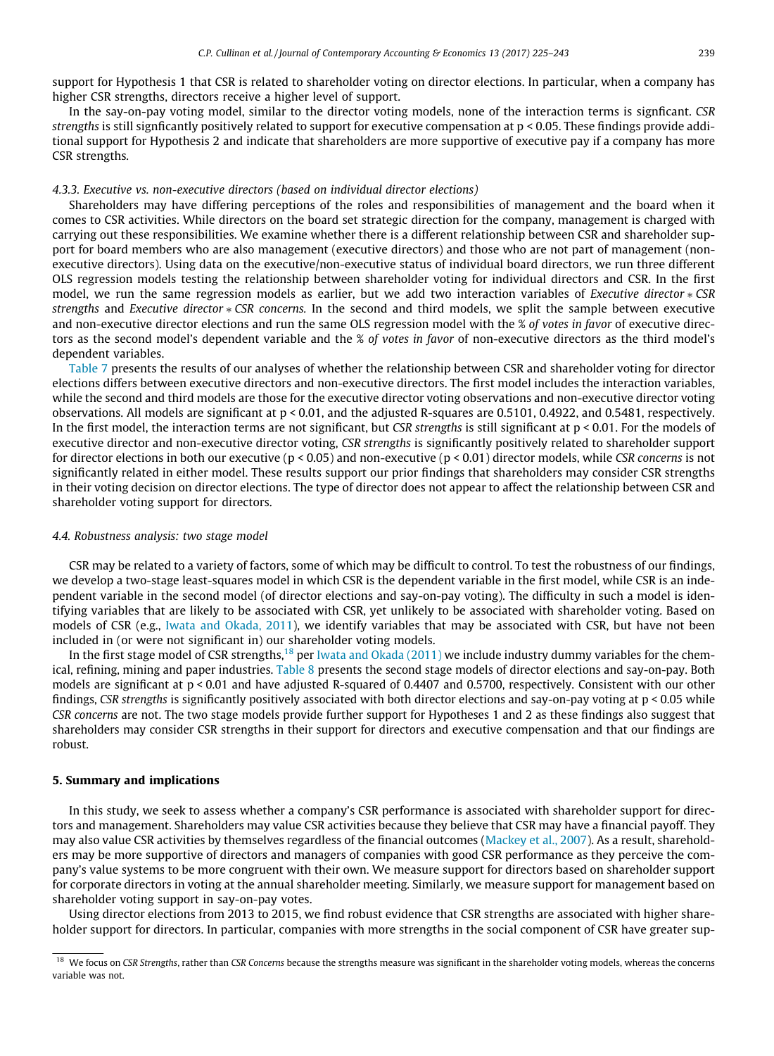support for Hypothesis 1 that CSR is related to shareholder voting on director elections. In particular, when a company has higher CSR strengths, directors receive a higher level of support.

In the say-on-pay voting model, similar to the director voting models, none of the interaction terms is signficant. *CSR strengths* is still signficantly positively related to support for executive compensation at $p < 0.05$. These findings provide additional support for Hypothesis 2 and indicate that shareholders are more supportive of executive pay if a company has more CSR strengths.

#### 4.3.3. Executive vs. non-executive directors (based on individual director elections)

Shareholders may have differing perceptions of the roles and responsibilities of management and the board when it comes to CSR activities. While directors on the board set strategic direction for the company, management is charged with carrying out these responsibilities. We examine whether there is a different relationship between CSR and shareholder support for board members who are also management (executive directors) and those who are not part of management (non-executive directors). Using data on the executive/non-executive status of individual board directors, we run three different OLS regression models testing the relationship between shareholder voting for individual directors and CSR. In the first model, we run the same regression models as earlier, but we add two interaction variables of *Executive director * CSR strengths* and *Executive director * CSR concerns*. In the second and third models, we split the sample between executive and non-executive director elections and run the same OLS regression model with the *% of votes in favor* of executive directors as the second model's dependent variable and the *% of votes in favor* of non-executive directors as the third model's dependent variables.

Table 7 presents the results of our analyses of whether the relationship between CSR and shareholder voting for director elections differs between executive directors and non-executive directors. The first model includes the interaction variables, while the second and third models are those for the executive director voting observations and non-executive director voting observations. All models are significant at $p < 0.01$, and the adjusted R-squares are 0.5101, 0.4922, and 0.5481, respectively. In the first model, the interaction terms are not significant, but *CSR strengths* is still significant at $p < 0.01$. For the models of executive director and non-executive director voting, *CSR strengths* is significantly positively related to shareholder support for director elections in both our executive ($p < 0.05$) and non-executive ($p < 0.01$) director models, while *CSR concerns* is not significantly related in either model. These results support our prior findings that shareholders may consider CSR strengths in their voting decision on director elections. The type of director does not appear to affect the relationship between CSR and shareholder voting support for directors.

### 4.4. Robustness analysis: two stage model

CSR may be related to a variety of factors, some of which may be difficult to control. To test the robustness of our findings, we develop a two-stage least-squares model in which CSR is the dependent variable in the first model, while CSR is an independent variable in the second model (of director elections and say-on-pay voting). The difficulty in such a model is identifying variables that are likely to be associated with CSR, yet unlikely to be associated with shareholder voting. Based on models of CSR (e.g., Iwata and Okada, 2011), we identify variables that may be associated with CSR, but have not been included in (or were not significant in) our shareholder voting models.

In the first stage model of CSR strengths,[18] per Iwata and Okada (2011) we include industry dummy variables for the chemical, refining, mining and paper industries. Table 8 presents the second stage models of director elections and say-on-pay. Both models are significant at $p < 0.01$ and have adjusted R-squared of 0.4407 and 0.5700, respectively. Consistent with our other findings, *CSR strengths* is significantly positively associated with both director elections and say-on-pay voting at $p < 0.05$ while *CSR concerns* are not. The two stage models provide further support for Hypotheses 1 and 2 as these findings also suggest that shareholders may consider CSR strengths in their support for directors and executive compensation and that our findings are robust.

## 5. Summary and implications

In this study, we seek to assess whether a company's CSR performance is associated with shareholder support for directors and management. Shareholders may value CSR activities because they believe that CSR may have a financial payoff. They may also value CSR activities by themselves regardless of the financial outcomes (Mackey et al., 2007). As a result, shareholders may be more supportive of directors and managers of companies with good CSR performance as they perceive the company's value systems to be more congruent with their own. We measure support for directors based on shareholder support for corporate directors in voting at the annual shareholder meeting. Similarly, we measure support for management based on shareholder voting support in say-on-pay votes.

Using director elections from 2013 to 2015, we find robust evidence that CSR strengths are associated with higher shareholder support for directors. In particular, companies with more strengths in the social component of CSR have greater sup-

[18] We focus on *CSR Strengths*, rather than *CSR Concerns* because the strengths measure was significant in the shareholder voting models, whereas the concerns variable was not.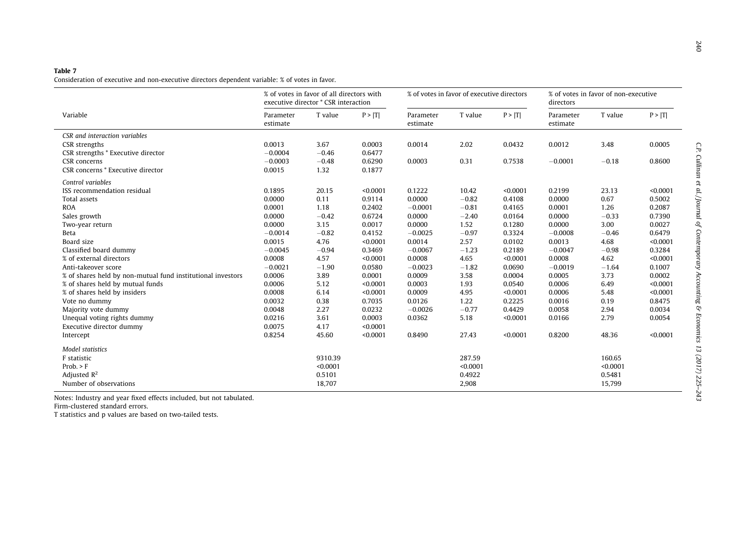**Table 7**

Consideration of executive and non-executive directors dependent variable: % of votes in favor.

| Variable | % of votes in favor of all directors with executive director * CSR interaction | | | % of votes in favor of executive directors | | | % of votes in favor of non-executive directors | | |
|---|---|---|---|---|---|---|---|---|---|
| | Parameter estimate | T value | P > \|T\| | Parameter estimate | T value | P > \|T\| | Parameter estimate | T value | P > \|T\| |
| *CSR and interaction variables* | | | | | | | | | |
| CSR strengths | 0.0013 | 3.67 | 0.0003 | 0.0014 | 2.02 | 0.0432 | 0.0012 | 3.48 | 0.0005 |
| CSR strengths * Executive director | −0.0004 | −0.46 | 0.6477 | | | | | | |
| CSR concerns | −0.0003 | −0.48 | 0.6290 | 0.0003 | 0.31 | 0.7538 | −0.0001 | −0.18 | 0.8600 |
| CSR concerns * Executive director | 0.0015 | 1.32 | 0.1877 | | | | | | |
| *Control variables* | | | | | | | | | |
| ISS recommendation residual | 0.1895 | 20.15 | <0.0001 | 0.1222 | 10.42 | <0.0001 | 0.2199 | 23.13 | <0.0001 |
| Total assets | 0.0000 | 0.11 | 0.9114 | 0.0000 | −0.82 | 0.4108 | 0.0000 | 0.67 | 0.5002 |
| ROA | 0.0001 | 1.18 | 0.2402 | −0.0001 | −0.81 | 0.4165 | 0.0001 | 1.26 | 0.2087 |
| Sales growth | 0.0000 | −0.42 | 0.6724 | 0.0000 | −2.40 | 0.0164 | 0.0000 | −0.33 | 0.7390 |
| Two-year return | 0.0000 | 3.15 | 0.0017 | 0.0000 | 1.52 | 0.1280 | 0.0000 | 3.00 | 0.0027 |
| Beta | −0.0014 | −0.82 | 0.4152 | −0.0025 | −0.97 | 0.3324 | −0.0008 | −0.46 | 0.6479 |
| Board size | 0.0015 | 4.76 | <0.0001 | 0.0014 | 2.57 | 0.0102 | 0.0013 | 4.68 | <0.0001 |
| Classified board dummy | −0.0045 | −0.94 | 0.3469 | −0.0067 | −1.23 | 0.2189 | −0.0047 | −0.98 | 0.3284 |
| % of external directors | 0.0008 | 4.57 | <0.0001 | 0.0008 | 4.65 | <0.0001 | 0.0008 | 4.62 | <0.0001 |
| Anti-takeover score | −0.0021 | −1.90 | 0.0580 | −0.0023 | −1.82 | 0.0690 | −0.0019 | −1.64 | 0.1007 |
| % of shares held by non-mutual fund institutional investors | 0.0006 | 3.89 | 0.0001 | 0.0009 | 3.58 | 0.0004 | 0.0005 | 3.73 | 0.0002 |
| % of shares held by mutual funds | 0.0006 | 5.12 | <0.0001 | 0.0003 | 1.93 | 0.0540 | 0.0006 | 6.49 | <0.0001 |
| % of shares held by insiders | 0.0008 | 6.14 | <0.0001 | 0.0009 | 4.95 | <0.0001 | 0.0006 | 5.48 | <0.0001 |
| Vote no dummy | 0.0032 | 0.38 | 0.7035 | 0.0126 | 1.22 | 0.2225 | 0.0016 | 0.19 | 0.8475 |
| Majority vote dummy | 0.0048 | 2.27 | 0.0232 | −0.0026 | −0.77 | 0.4429 | 0.0058 | 2.94 | 0.0034 |
| Unequal voting rights dummy | 0.0216 | 3.61 | 0.0003 | 0.0362 | 5.18 | <0.0001 | 0.0166 | 2.79 | 0.0054 |
| Executive director dummy | 0.0075 | 4.17 | <0.0001 | | | | | | |
| Intercept | 0.8254 | 45.60 | <0.0001 | 0.8490 | 27.43 | <0.0001 | 0.8200 | 48.36 | <0.0001 |
| *Model statistics* | | | | | | | | | |
| F statistic | | 9310.39 | | | 287.59 | | | 160.65 | |
| Prob. > F | | <0.0001 | | | <0.0001 | | | <0.0001 | |
| Adjusted $R^2$ | | 0.5101 | | | 0.4922 | | | 0.5481 | |
| Number of observations | | 18,707 | | | 2,908 | | | 15,799 | |

Notes: Industry and year fixed effects included, but not tabulated.
Firm-clustered standard errors.
T statistics and p values are based on two-tailed tests.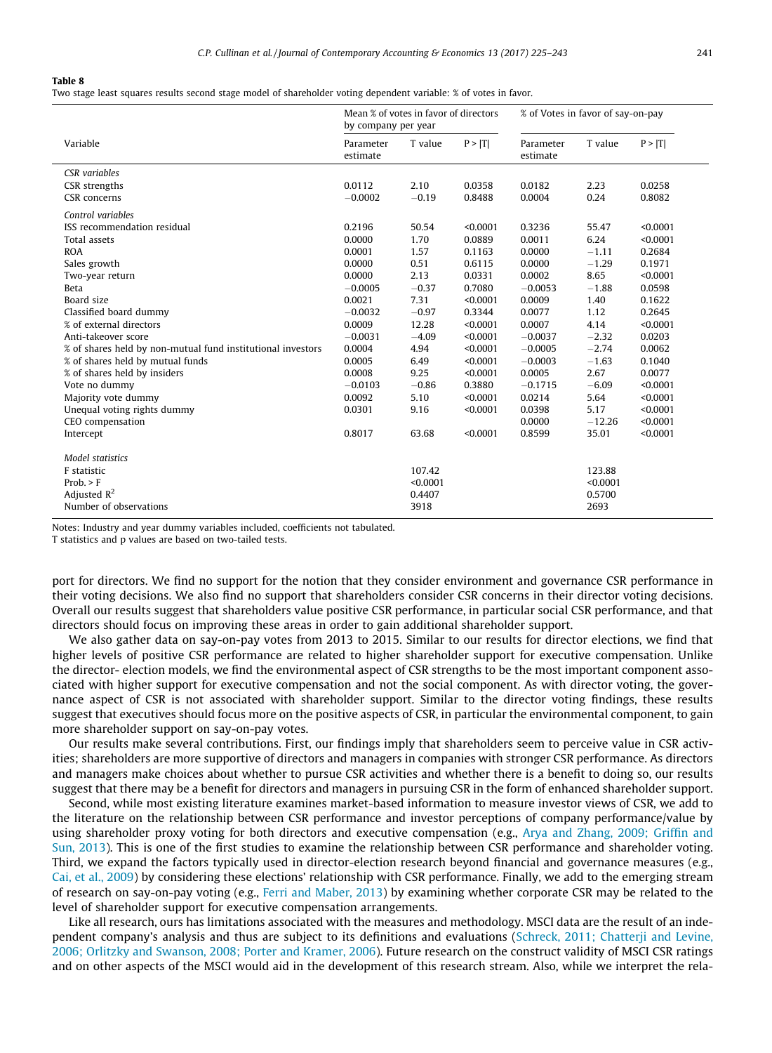**Table 8**
Two stage least squares results second stage model of shareholder voting dependent variable: % of votes in favor.

| Variable | Mean % of votes in favor of directors by company per year | | | % of Votes in favor of say-on-pay | | |
|---|---|---|---|---|---|---|
| | Parameter estimate | T value | P > \|T\| | Parameter estimate | T value | P > \|T\| |
| *CSR variables* | | | | | | |
| CSR strengths | 0.0112 | 2.10 | 0.0358 | 0.0182 | 2.23 | 0.0258 |
| CSR concerns | −0.0002 | −0.19 | 0.8488 | 0.0004 | 0.24 | 0.8082 |
| *Control variables* | | | | | | |
| ISS recommendation residual | 0.2196 | 50.54 | <0.0001 | 0.3236 | 55.47 | <0.0001 |
| Total assets | 0.0000 | 1.70 | 0.0889 | 0.0011 | 6.24 | <0.0001 |
| ROA | 0.0001 | 1.57 | 0.1163 | 0.0000 | −1.11 | 0.2684 |
| Sales growth | 0.0000 | 0.51 | 0.6115 | 0.0000 | −1.29 | 0.1971 |
| Two-year return | 0.0000 | 2.13 | 0.0331 | 0.0002 | 8.65 | <0.0001 |
| Beta | −0.0005 | −0.37 | 0.7080 | −0.0053 | −1.88 | 0.0598 |
| Board size | 0.0021 | 7.31 | <0.0001 | 0.0009 | 1.40 | 0.1622 |
| Classified board dummy | −0.0032 | −0.97 | 0.3344 | 0.0077 | 1.12 | 0.2645 |
| % of external directors | 0.0009 | 12.28 | <0.0001 | 0.0007 | 4.14 | <0.0001 |
| Anti-takeover score | −0.0031 | −4.09 | <0.0001 | −0.0037 | −2.32 | 0.0203 |
| % of shares held by non-mutual fund institutional investors | 0.0004 | 4.94 | <0.0001 | −0.0005 | −2.74 | 0.0062 |
| % of shares held by mutual funds | 0.0005 | 6.49 | <0.0001 | −0.0003 | −1.63 | 0.1040 |
| % of shares held by insiders | 0.0008 | 9.25 | <0.0001 | 0.0005 | 2.67 | 0.0077 |
| Vote no dummy | −0.0103 | −0.86 | 0.3880 | −0.1715 | −6.09 | <0.0001 |
| Majority vote dummy | 0.0092 | 5.10 | <0.0001 | 0.0214 | 5.64 | <0.0001 |
| Unequal voting rights dummy | 0.0301 | 9.16 | <0.0001 | 0.0398 | 5.17 | <0.0001 |
| CEO compensation | | | | 0.0000 | −12.26 | <0.0001 |
| Intercept | 0.8017 | 63.68 | <0.0001 | 0.8599 | 35.01 | <0.0001 |
| *Model statistics* | | | | | | |
| F statistic | | 107.42 | | | 123.88 | |
| Prob. > F | | <0.0001 | | | <0.0001 | |
| Adjusted $R^2$ | | 0.4407 | | | 0.5700 | |
| Number of observations | | 3918 | | | 2693 | |

Notes: Industry and year dummy variables included, coefficients not tabulated.
T statistics and p values are based on two-tailed tests.

port for directors. We find no support for the notion that they consider environment and governance CSR performance in their voting decisions. We also find no support that shareholders consider CSR concerns in their director voting decisions. Overall our results suggest that shareholders value positive CSR performance, in particular social CSR performance, and that directors should focus on improving these areas in order to gain additional shareholder support.

We also gather data on say-on-pay votes from 2013 to 2015. Similar to our results for director elections, we find that higher levels of positive CSR performance are related to higher shareholder support for executive compensation. Unlike the director- election models, we find the environmental aspect of CSR strengths to be the most important component associated with higher support for executive compensation and not the social component. As with director voting, the governance aspect of CSR is not associated with shareholder support. Similar to the director voting findings, these results suggest that executives should focus more on the positive aspects of CSR, in particular the environmental component, to gain more shareholder support on say-on-pay votes.

Our results make several contributions. First, our findings imply that shareholders seem to perceive value in CSR activities; shareholders are more supportive of directors and managers in companies with stronger CSR performance. As directors and managers make choices about whether to pursue CSR activities and whether there is a benefit to doing so, our results suggest that there may be a benefit for directors and managers in pursuing CSR in the form of enhanced shareholder support.

Second, while most existing literature examines market-based information to measure investor views of CSR, we add to the literature on the relationship between CSR performance and investor perceptions of company performance/value by using shareholder proxy voting for both directors and executive compensation (e.g., Arya and Zhang, 2009; Griffin and Sun, 2013). This is one of the first studies to examine the relationship between CSR performance and shareholder voting. Third, we expand the factors typically used in director-election research beyond financial and governance measures (e.g., Cai, et al., 2009) by considering these elections' relationship with CSR performance. Finally, we add to the emerging stream of research on say-on-pay voting (e.g., Ferri and Maber, 2013) by examining whether corporate CSR may be related to the level of shareholder support for executive compensation arrangements.

Like all research, ours has limitations associated with the measures and methodology. MSCI data are the result of an independent company's analysis and thus are subject to its definitions and evaluations (Schreck, 2011; Chatterji and Levine, 2006; Orlitzky and Swanson, 2008; Porter and Kramer, 2006). Future research on the construct validity of MSCI CSR ratings and on other aspects of the MSCI would aid in the development of this research stream. Also, while we interpret the rela-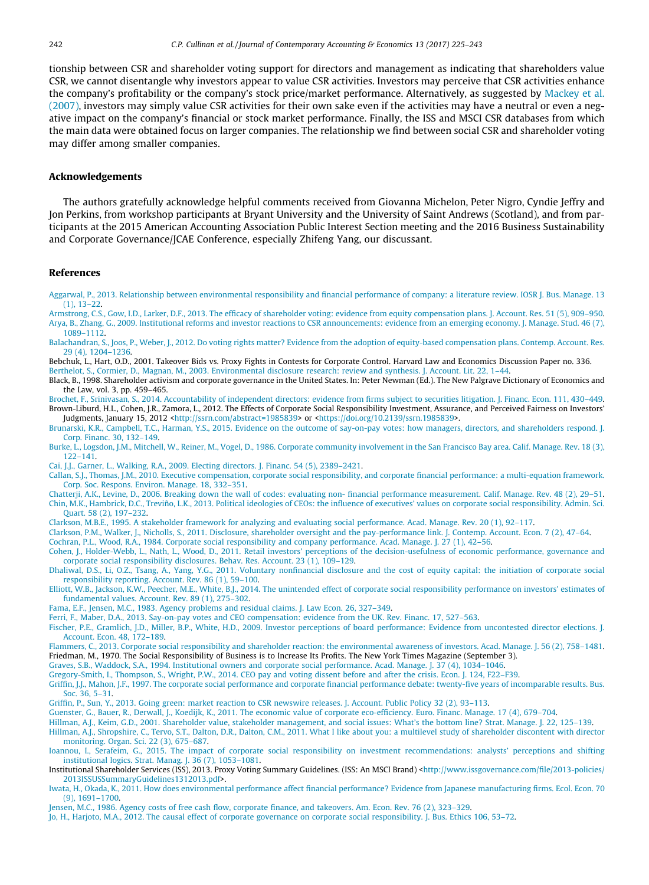tionship between CSR and shareholder voting support for directors and management as indicating that shareholders value CSR, we cannot disentangle why investors appear to value CSR activities. Investors may perceive that CSR activities enhance the company's profitability or the company's stock price/market performance. Alternatively, as suggested by Mackey et al. (2007), investors may simply value CSR activities for their own sake even if the activities may have a neutral or even a negative impact on the company's financial or stock market performance. Finally, the ISS and MSCI CSR databases from which the main data were obtained focus on larger companies. The relationship we find between social CSR and shareholder voting may differ among smaller companies.

## Acknowledgements

The authors gratefully acknowledge helpful comments received from Giovanna Michelon, Peter Nigro, Cyndie Jeffry and Jon Perkins, from workshop participants at Bryant University and the University of Saint Andrews (Scotland), and from participants at the 2015 American Accounting Association Public Interest Section meeting and the 2016 Business Sustainability and Corporate Governance/JCAE Conference, especially Zhifeng Yang, our discussant.

## References

Aggarwal, P., 2013. Relationship between environmental responsibility and financial performance of company: a literature review. IOSR J. Bus. Manage. 13 (1), 13–22.

Armstrong, C.S., Gow, I.D., Larker, D.F., 2013. The efficacy of shareholder voting: evidence from equity compensation plans. J. Account. Res. 51 (5), 909–950.

Arya, B., Zhang, G., 2009. Institutional reforms and investor reactions to CSR announcements: evidence from an emerging economy. J. Manage. Stud. 46 (7), 1089–1112.

Balachandran, S., Joos, P., Weber, J., 2012. Do voting rights matter? Evidence from the adoption of equity-based compensation plans. Contemp. Account. Res. 29 (4), 1204–1236.

Bebchuk, L., Hart, O.D., 2001. Takeover Bids vs. Proxy Fights in Contests for Corporate Control. Harvard Law and Economics Discussion Paper no. 336.

Berthelot, S., Cormier, D., Magnan, M., 2003. Environmental disclosure research: review and synthesis. J. Account. Lit. 22, 1–44.

Black, B., 1998. Shareholder activism and corporate governance in the United States. In: Peter Newman (Ed.). The New Palgrave Dictionary of Economics and the Law, vol. 3, pp. 459–465.

Brochet, F., Srinivasan, S., 2014. Accountability of independent directors: evidence from firms subject to securities litigation. J. Financ. Econ. 111, 430–449.

Brown-Liburd, H.L., Cohen, J.R., Zamora, L., 2012. The Effects of Corporate Social Responsibility Investment, Assurance, and Perceived Fairness on Investors' Judgments, January 15, 2012 <http://ssrn.com/abstract=1985839> or <https://doi.org/10.2139/ssrn.1985839>.

Brunarski, K.R., Campbell, T.C., Harman, Y.S., 2015. Evidence on the outcome of say-on-pay votes: how managers, directors, and shareholders respond. J. Corp. Financ. 30, 132–149.

Burke, L., Logsdon, J.M., Mitchell, W., Reiner, M., Vogel, D., 1986. Corporate community involvement in the San Francisco Bay area. Calif. Manage. Rev. 18 (3), 122–141.

Cai, J.J., Garner, L., Walking, R.A., 2009. Electing directors. J. Financ. 54 (5), 2389–2421.

Callan, S.J., Thomas, J.M., 2010. Executive compensation, corporate social responsibility, and corporate financial performance: a multi-equation framework. Corp. Soc. Respons. Environ. Manage. 18, 332–351.

Chatterji, A.K., Levine, D., 2006. Breaking down the wall of codes: evaluating non- financial performance measurement. Calif. Manage. Rev. 48 (2), 29–51.

Chin, M.K., Hambrick, D.C., Treviño, L.K., 2013. Political ideologies of CEOs: the influence of executives' values on corporate social responsibility. Admin. Sci. Quart. 58 (2), 197–232.

Clarkson, M.B.E., 1995. A stakeholder framework for analyzing and evaluating social performance. Acad. Manage. Rev. 20 (1), 92–117.

Clarkson, P.M., Walker, J., Nicholls, S., 2011. Disclosure, shareholder oversight and the pay-performance link. J. Contemp. Account. Econ. 7 (2), 47–64.

Cochran, P.L., Wood, R.A., 1984. Corporate social responsibility and company performance. Acad. Manage. J. 27 (1), 42–56.

Cohen, J., Holder-Webb, L., Nath, L., Wood, D., 2011. Retail investors' perceptions of the decision-usefulness of economic performance, governance and corporate social responsibility disclosures. Behav. Res. Account. 23 (1), 109–129.

Dhaliwal, D.S., Li, O.Z., Tsang, A., Yang, Y.G., 2011. Voluntary nonfinancial disclosure and the cost of equity capital: the initiation of corporate social responsibility reporting. Account. Rev. 86 (1), 59–100.

Elliott, W.B., Jackson, K.W., Peecher, M.E., White, B.J., 2014. The unintended effect of corporate social responsibility performance on investors' estimates of fundamental values. Account. Rev. 89 (1), 275–302.

Fama, E.F., Jensen, M.C., 1983. Agency problems and residual claims. J. Law Econ. 26, 327–349.

Ferri, F., Maber, D.A., 2013. Say-on-pay votes and CEO compensation: evidence from the UK. Rev. Financ. 17, 527–563.

Fischer, P.E., Gramlich, J.D., Miller, B.P., White, H.D., 2009. Investor perceptions of board performance: Evidence from uncontested director elections. J. Account. Econ. 48, 172–189.

Flammers, C., 2013. Corporate social responsibility and shareholder reaction: the environmental awareness of investors. Acad. Manage. J. 56 (2), 758–1481.

Friedman, M., 1970. The Social Responsibility of Business is to Increase Its Profits. The New York Times Magazine (September 3).

Graves, S.B., Waddock, S.A., 1994. Institutional owners and corporate social performance. Acad. Manage. J. 37 (4), 1034–1046.

Gregory-Smith, I., Thompson, S., Wright, P.W., 2014. CEO pay and voting dissent before and after the crisis. Econ. J. 124, F22–F39.

Griffin, J.J., Mahon, J.F., 1997. The corporate social performance and corporate financial performance debate: twenty-five years of incomparable results. Bus. Soc. 36, 5–31.

Griffin, P., Sun, Y., 2013. Going green: market reaction to CSR newswire releases. J. Account. Public Policy 32 (2), 93–113.

Guenster, G., Bauer, R., Derwall, J., Koedijk, K., 2011. The economic value of corporate eco-efficiency. Euro. Financ. Manage. 17 (4), 679–704.

Hillman, A.J., Keim, G.D., 2001. Shareholder value, stakeholder management, and social issues: What's the bottom line? Strat. Manage. J. 22, 125–139.

Hillman, A.J., Shropshire, C., Tervo, S.T., Dalton, D.R., Dalton, C.M., 2011. What I like about you: a multilevel study of shareholder discontent with director monitoring. Organ. Sci. 22 (3), 675–687.

Ioannou, I., Serafeim, G., 2015. The impact of corporate social responsibility on investment recommendations: analysts' perceptions and shifting institutional logics. Strat. Manag. J. 36 (7), 1053–1081.

Institutional Shareholder Services (ISS), 2013. Proxy Voting Summary Guidelines. (ISS: An MSCI Brand) <http://www.issgovernance.com/file/2013-policies/2013ISSUSSummaryGuidelines1312013.pdf>.

Iwata, H., Okada, K., 2011. How does environmental performance affect financial performance? Evidence from Japanese manufacturing firms. Ecol. Econ. 70 (9), 1691–1700.

Jensen, M.C., 1986. Agency costs of free cash flow, corporate finance, and takeovers. Am. Econ. Rev. 76 (2), 323–329.

Jo, H., Harjoto, M.A., 2012. The causal effect of corporate governance on corporate social responsibility. J. Bus. Ethics 106, 53–72.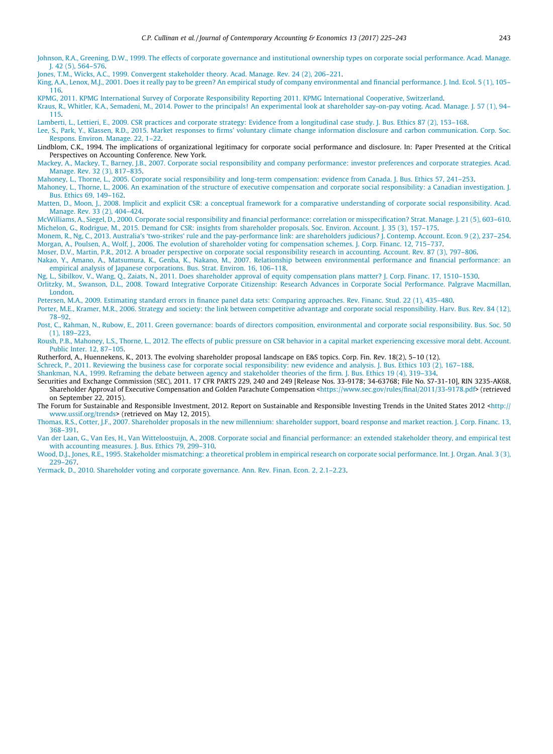Johnson, R.A., Greening, D.W., 1999. The effects of corporate governance and institutional ownership types on corporate social performance. Acad. Manage. J. 42 (5), 564–576.

Jones, T.M., Wicks, A.C., 1999. Convergent stakeholder theory. Acad. Manage. Rev. 24 (2), 206–221.

King, A.A., Lenox, M.J., 2001. Does it really pay to be green? An empirical study of company environmental and financial performance. J. Ind. Ecol. 5 (1), 105–116.

KPMG, 2011. KPMG International Survey of Corporate Responsibility Reporting 2011. KPMG International Cooperative, Switzerland.

Kraus, R., Whitler, K.A., Semadeni, M., 2014. Power to the principals! An experimental look at shareholder say-on-pay voting. Acad. Manage. J. 57 (1), 94–115.

Lamberti, L., Lettieri, E., 2009. CSR practices and corporate strategy: Evidence from a longitudinal case study. J. Bus. Ethics 87 (2), 153–168.

Lee, S., Park, Y., Klassen, R.D., 2015. Market responses to firms' voluntary climate change information disclosure and carbon communication. Corp. Soc. Respons. Environ. Manage. 22, 1–22.

Lindblom, C.K., 1994. The implications of organizational legitimacy for corporate social performance and disclosure. In: Paper Presented at the Critical Perspectives on Accounting Conference. New York.

Mackey, A., Mackey, T., Barney, J.B., 2007. Corporate social responsibility and company performance: investor preferences and corporate strategies. Acad. Manage. Rev. 32 (3), 817–835.

Mahoney, L., Thorne, L., 2005. Corporate social responsibility and long-term compensation: evidence from Canada. J. Bus. Ethics 57, 241–253.

Mahoney, L., Thorne, L., 2006. An examination of the structure of executive compensation and corporate social responsibility: a Canadian investigation. J. Bus. Ethics 69, 149–162.

Matten, D., Moon, J., 2008. Implicit and explicit CSR: a conceptual framework for a comparative understanding of corporate social responsibility. Acad. Manage. Rev. 33 (2), 404–424.

McWilliams, A., Siegel, D., 2000. Corporate social responsibility and financial performance: correlation or misspecification? Strat. Manage. J. 21 (5), 603–610.

Michelon, G., Rodrigue, M., 2015. Demand for CSR: insights from shareholder proposals. Soc. Environ. Account. J. 35 (3), 157–175.

Monem, R., Ng, C., 2013. Australia's 'two-strikes' rule and the pay-performance link: are shareholders judicious? J. Contemp. Account. Econ. 9 (2), 237–254.

Morgan, A., Poulsen, A., Wolf, J., 2006. The evolution of shareholder voting for compensation schemes. J. Corp. Financ. 12, 715–737.

Moser, D.V., Martin, P.R., 2012. A broader perspective on corporate social responsibility research in accounting. Account. Rev. 87 (3), 797–806.

Nakao, Y., Amano, A., Matsumura, K., Genba, K., Nakano, M., 2007. Relationship between environmental performance and financial performance: an empirical analysis of Japanese corporations. Bus. Strat. Environ. 16, 106–118.

Ng, L., Sibilkov, V., Wang, Q., Zaiats, N., 2011. Does shareholder approval of equity compensation plans matter? J. Corp. Financ. 17, 1510–1530.

Orlitzky, M., Swanson, D.L., 2008. Toward Integrative Corporate Citizenship: Research Advances in Corporate Social Performance. Palgrave Macmillan, London.

Petersen, M.A., 2009. Estimating standard errors in finance panel data sets: Comparing approaches. Rev. Financ. Stud. 22 (1), 435–480.

Porter, M.E., Kramer, M.R., 2006. Strategy and society: the link between competitive advantage and corporate social responsibility. Harv. Bus. Rev. 84 (12), 78–92.

Post, C., Rahman, N., Rubow, E., 2011. Green governance: boards of directors composition, environmental and corporate social responsibility. Bus. Soc. 50 (1), 189–223.

Roush, P.B., Mahoney, L.S., Thorne, L., 2012. The effects of public pressure on CSR behavior in a capital market experiencing excessive moral debt. Account. Public Inter. 12, 87–105.

Rutherford, A., Huennekens, K., 2013. The evolving shareholder proposal landscape on E&S topics. Corp. Fin. Rev. 18(2), 5–10 (12).

Schreck, P., 2011. Reviewing the business case for corporate social responsibility: new evidence and analysis. J. Bus. Ethics 103 (2), 167–188.

Shankman, N.A., 1999. Reframing the debate between agency and stakeholder theories of the firm. J. Bus. Ethics 19 (4), 319–334.

Securities and Exchange Commission (SEC), 2011. 17 CFR PARTS 229, 240 and 249 [Release Nos. 33-9178; 34-63768; File No. S7-31-10], RIN 3235-AK68, Shareholder Approval of Executive Compensation and Golden Parachute Compensation <https://www.sec.gov/rules/final/2011/33-9178.pdf> (retrieved on September 22, 2015).

The Forum for Sustainable and Responsible Investment, 2012. Report on Sustainable and Responsible Investing Trends in the United States 2012 <http://www.ussif.org/trends> (retrieved on May 12, 2015).

Thomas, R.S., Cotter, J.F., 2007. Shareholder proposals in the new millennium: shareholder support, board response and market reaction. J. Corp. Financ. 13, 368–391.

Van der Laan, G., Van Ees, H., Van Witteloostuijn, A., 2008. Corporate social and financial performance: an extended stakeholder theory, and empirical test with accounting measures. J. Bus. Ethics 79, 299–310.

Wood, D.J., Jones, R.E., 1995. Stakeholder mismatching: a theoretical problem in empirical research on corporate social performance. Int. J. Organ. Anal. 3 (3), 229–267.

Yermack, D., 2010. Shareholder voting and corporate governance. Ann. Rev. Finan. Econ. 2, 2.1–2.23.